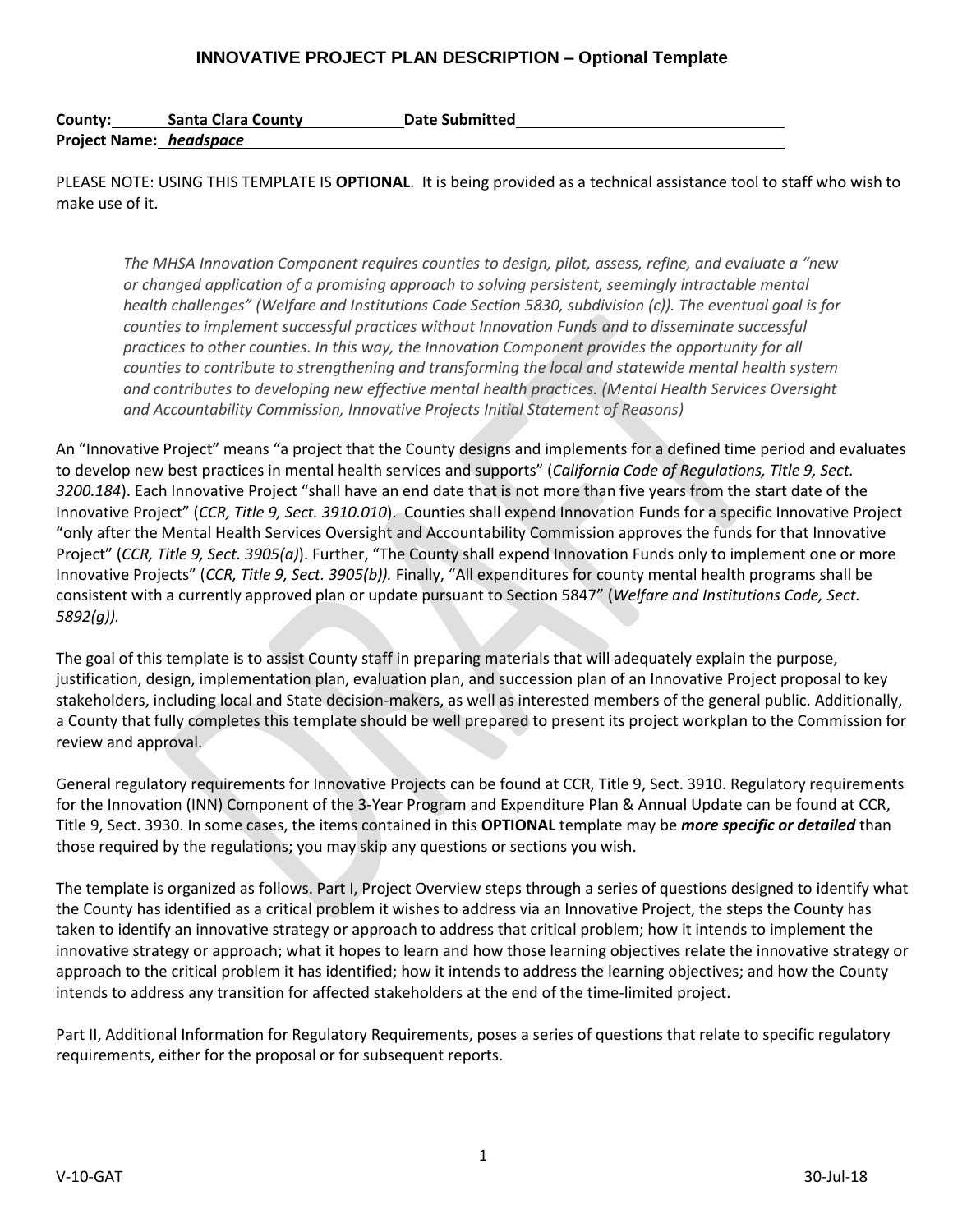# INNOVATIVE PROJECT PLAN DESCRIPTION – Optional Template

**County:** **Santa Clara County** **Date Submitted**
**Project Name:** ***headspace***

PLEASE NOTE: USING THIS TEMPLATE IS **OPTIONAL**. It is being provided as a technical assistance tool to staff who wish to make use of it.

> *The MHSA Innovation Component requires counties to design, pilot, assess, refine, and evaluate a "new or changed application of a promising approach to solving persistent, seemingly intractable mental health challenges" (Welfare and Institutions Code Section 5830, subdivision (c)). The eventual goal is for counties to implement successful practices without Innovation Funds and to disseminate successful practices to other counties. In this way, the Innovation Component provides the opportunity for all counties to contribute to strengthening and transforming the local and statewide mental health system and contributes to developing new effective mental health practices. (Mental Health Services Oversight and Accountability Commission, Innovative Projects Initial Statement of Reasons)*

An "Innovative Project" means "a project that the County designs and implements for a defined time period and evaluates to develop new best practices in mental health services and supports" (*California Code of Regulations, Title 9, Sect. 3200.184*). Each Innovative Project "shall have an end date that is not more than five years from the start date of the Innovative Project" (*CCR, Title 9, Sect. 3910.010*). Counties shall expend Innovation Funds for a specific Innovative Project "only after the Mental Health Services Oversight and Accountability Commission approves the funds for that Innovative Project" (*CCR, Title 9, Sect. 3905(a)*). Further, "The County shall expend Innovation Funds only to implement one or more Innovative Projects" (*CCR, Title 9, Sect. 3905(b)).* Finally, "All expenditures for county mental health programs shall be consistent with a currently approved plan or update pursuant to Section 5847" (*Welfare and Institutions Code, Sect. 5892(g)).*

The goal of this template is to assist County staff in preparing materials that will adequately explain the purpose, justification, design, implementation plan, evaluation plan, and succession plan of an Innovative Project proposal to key stakeholders, including local and State decision-makers, as well as interested members of the general public. Additionally, a County that fully completes this template should be well prepared to present its project workplan to the Commission for review and approval.

General regulatory requirements for Innovative Projects can be found at CCR, Title 9, Sect. 3910. Regulatory requirements for the Innovation (INN) Component of the 3-Year Program and Expenditure Plan & Annual Update can be found at CCR, Title 9, Sect. 3930. In some cases, the items contained in this **OPTIONAL** template may be ***more specific or detailed*** than those required by the regulations; you may skip any questions or sections you wish.

The template is organized as follows. Part I, Project Overview steps through a series of questions designed to identify what the County has identified as a critical problem it wishes to address via an Innovative Project, the steps the County has taken to identify an innovative strategy or approach to address that critical problem; how it intends to implement the innovative strategy or approach; what it hopes to learn and how those learning objectives relate the innovative strategy or approach to the critical problem it has identified; how it intends to address the learning objectives; and how the County intends to address any transition for affected stakeholders at the end of the time-limited project.

Part II, Additional Information for Regulatory Requirements, poses a series of questions that relate to specific regulatory requirements, either for the proposal or for subsequent reports.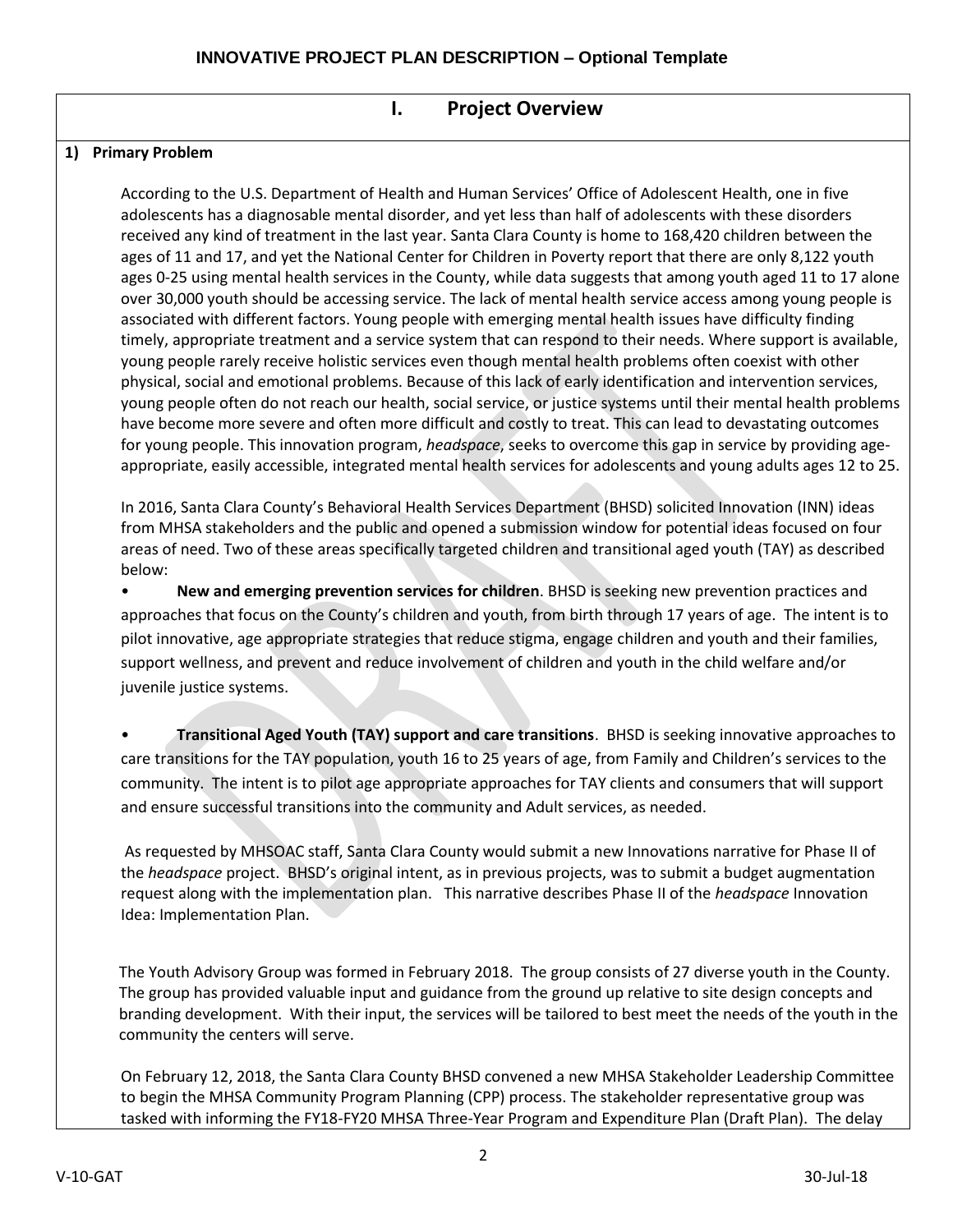**INNOVATIVE PROJECT PLAN DESCRIPTION – Optional Template**

# I. Project Overview

## 1) Primary Problem

According to the U.S. Department of Health and Human Services' Office of Adolescent Health, one in five adolescents has a diagnosable mental disorder, and yet less than half of adolescents with these disorders received any kind of treatment in the last year. Santa Clara County is home to 168,420 children between the ages of 11 and 17, and yet the National Center for Children in Poverty report that there are only 8,122 youth ages 0-25 using mental health services in the County, while data suggests that among youth aged 11 to 17 alone over 30,000 youth should be accessing service. The lack of mental health service access among young people is associated with different factors. Young people with emerging mental health issues have difficulty finding timely, appropriate treatment and a service system that can respond to their needs. Where support is available, young people rarely receive holistic services even though mental health problems often coexist with other physical, social and emotional problems. Because of this lack of early identification and intervention services, young people often do not reach our health, social service, or justice systems until their mental health problems have become more severe and often more difficult and costly to treat. This can lead to devastating outcomes for young people. This innovation program, *headspace*, seeks to overcome this gap in service by providing age-appropriate, easily accessible, integrated mental health services for adolescents and young adults ages 12 to 25.

In 2016, Santa Clara County's Behavioral Health Services Department (BHSD) solicited Innovation (INN) ideas from MHSA stakeholders and the public and opened a submission window for potential ideas focused on four areas of need. Two of these areas specifically targeted children and transitional aged youth (TAY) as described below:

- **New and emerging prevention services for children**. BHSD is seeking new prevention practices and approaches that focus on the County's children and youth, from birth through 17 years of age. The intent is to pilot innovative, age appropriate strategies that reduce stigma, engage children and youth and their families, support wellness, and prevent and reduce involvement of children and youth in the child welfare and/or juvenile justice systems.

- **Transitional Aged Youth (TAY) support and care transitions**. BHSD is seeking innovative approaches to care transitions for the TAY population, youth 16 to 25 years of age, from Family and Children's services to the community. The intent is to pilot age appropriate approaches for TAY clients and consumers that will support and ensure successful transitions into the community and Adult services, as needed.

As requested by MHSOAC staff, Santa Clara County would submit a new Innovations narrative for Phase II of the *headspace* project. BHSD's original intent, as in previous projects, was to submit a budget augmentation request along with the implementation plan. This narrative describes Phase II of the *headspace* Innovation Idea: Implementation Plan.

The Youth Advisory Group was formed in February 2018. The group consists of 27 diverse youth in the County. The group has provided valuable input and guidance from the ground up relative to site design concepts and branding development. With their input, the services will be tailored to best meet the needs of the youth in the community the centers will serve.

On February 12, 2018, the Santa Clara County BHSD convened a new MHSA Stakeholder Leadership Committee to begin the MHSA Community Program Planning (CPP) process. The stakeholder representative group was tasked with informing the FY18-FY20 MHSA Three-Year Program and Expenditure Plan (Draft Plan). The delay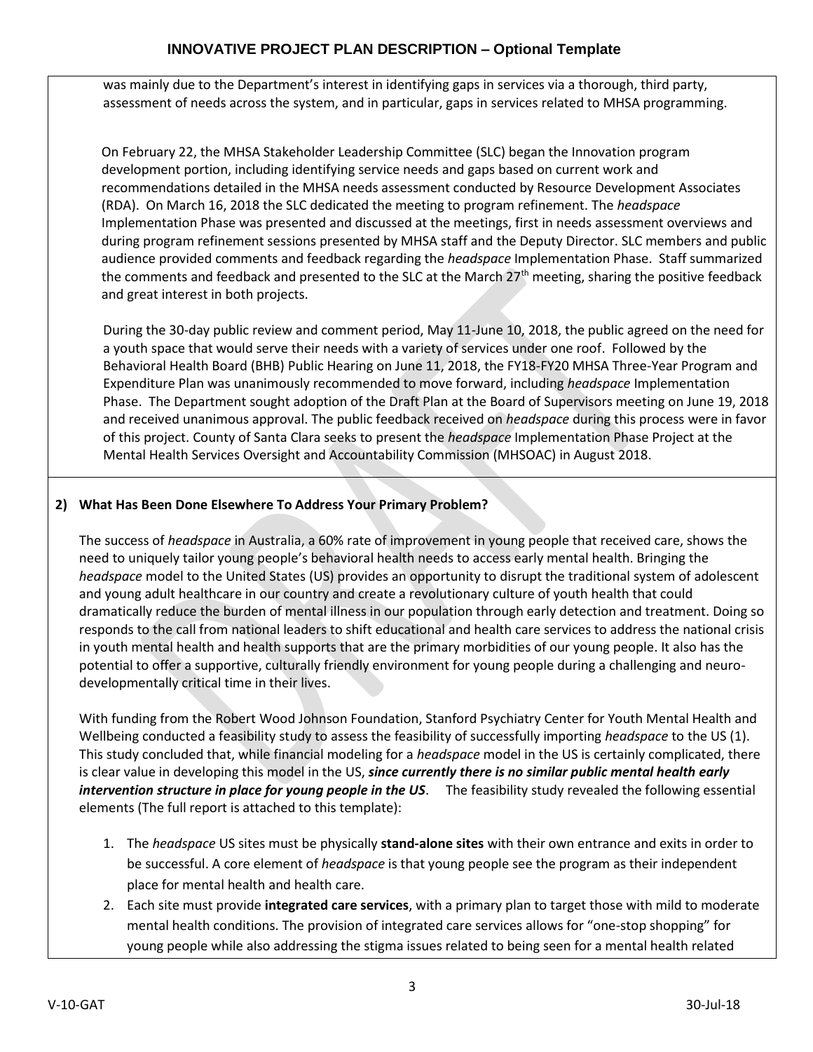was mainly due to the Department's interest in identifying gaps in services via a thorough, third party, assessment of needs across the system, and in particular, gaps in services related to MHSA programming.

On February 22, the MHSA Stakeholder Leadership Committee (SLC) began the Innovation program development portion, including identifying service needs and gaps based on current work and recommendations detailed in the MHSA needs assessment conducted by Resource Development Associates (RDA). On March 16, 2018 the SLC dedicated the meeting to program refinement. The *headspace* Implementation Phase was presented and discussed at the meetings, first in needs assessment overviews and during program refinement sessions presented by MHSA staff and the Deputy Director. SLC members and public audience provided comments and feedback regarding the *headspace* Implementation Phase. Staff summarized the comments and feedback and presented to the SLC at the March 27th meeting, sharing the positive feedback and great interest in both projects.

During the 30-day public review and comment period, May 11-June 10, 2018, the public agreed on the need for a youth space that would serve their needs with a variety of services under one roof. Followed by the Behavioral Health Board (BHB) Public Hearing on June 11, 2018, the FY18-FY20 MHSA Three-Year Program and Expenditure Plan was unanimously recommended to move forward, including *headspace* Implementation Phase. The Department sought adoption of the Draft Plan at the Board of Supervisors meeting on June 19, 2018 and received unanimous approval. The public feedback received on *headspace* during this process were in favor of this project. County of Santa Clara seeks to present the *headspace* Implementation Phase Project at the Mental Health Services Oversight and Accountability Commission (MHSOAC) in August 2018.

## 2) What Has Been Done Elsewhere To Address Your Primary Problem?

The success of *headspace* in Australia, a 60% rate of improvement in young people that received care, shows the need to uniquely tailor young people's behavioral health needs to access early mental health. Bringing the *headspace* model to the United States (US) provides an opportunity to disrupt the traditional system of adolescent and young adult healthcare in our country and create a revolutionary culture of youth health that could dramatically reduce the burden of mental illness in our population through early detection and treatment. Doing so responds to the call from national leaders to shift educational and health care services to address the national crisis in youth mental health and health supports that are the primary morbidities of our young people. It also has the potential to offer a supportive, culturally friendly environment for young people during a challenging and neuro-developmentally critical time in their lives.

With funding from the Robert Wood Johnson Foundation, Stanford Psychiatry Center for Youth Mental Health and Wellbeing conducted a feasibility study to assess the feasibility of successfully importing *headspace* to the US (1). This study concluded that, while financial modeling for a *headspace* model in the US is certainly complicated, there is clear value in developing this model in the US, ***since currently there is no similar public mental health early intervention structure in place for young people in the US***. The feasibility study revealed the following essential elements (The full report is attached to this template):

1. The *headspace* US sites must be physically **stand-alone sites** with their own entrance and exits in order to be successful. A core element of *headspace* is that young people see the program as their independent place for mental health and health care.
2. Each site must provide **integrated care services**, with a primary plan to target those with mild to moderate mental health conditions. The provision of integrated care services allows for "one-stop shopping" for young people while also addressing the stigma issues related to being seen for a mental health related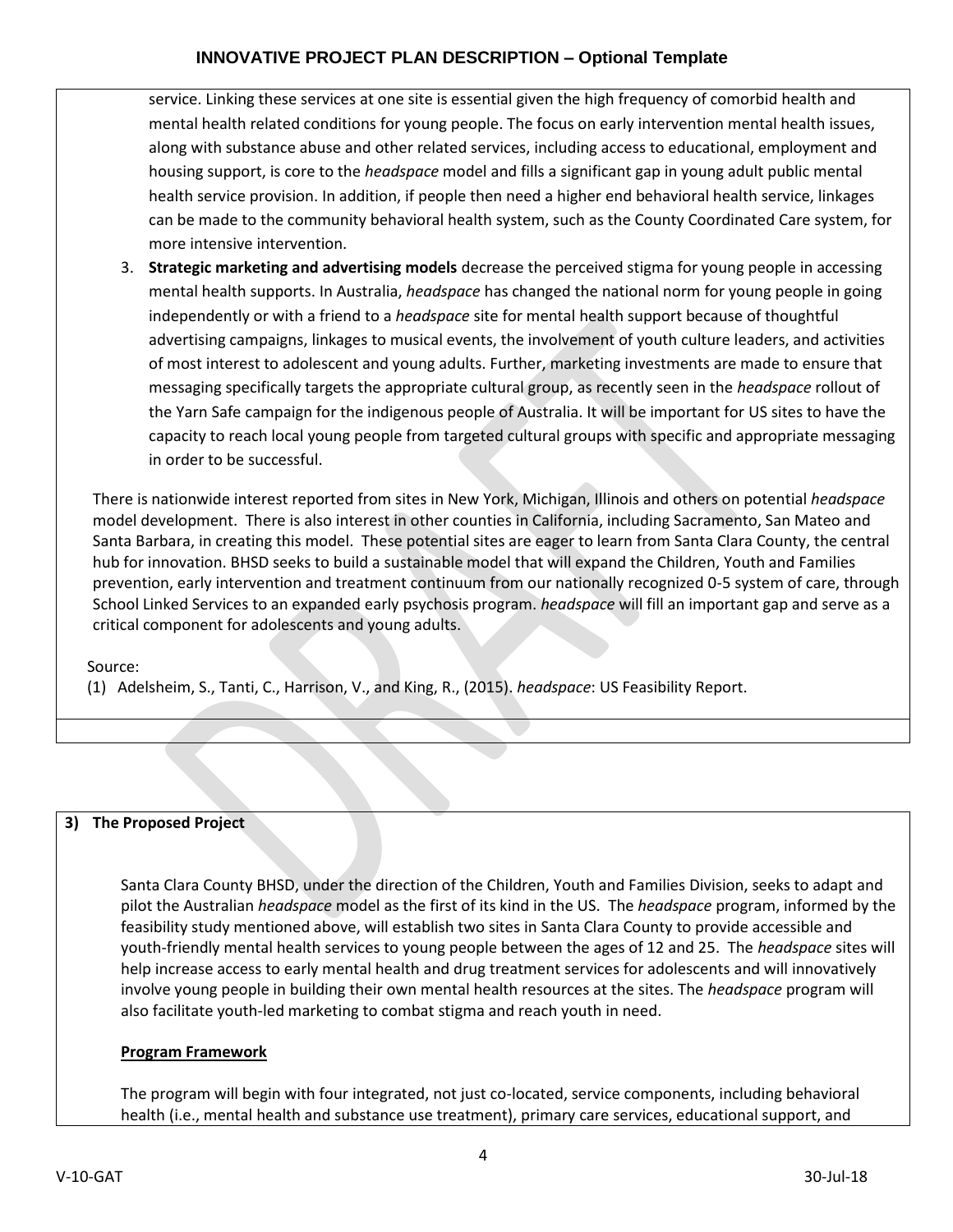service. Linking these services at one site is essential given the high frequency of comorbid health and mental health related conditions for young people. The focus on early intervention mental health issues, along with substance abuse and other related services, including access to educational, employment and housing support, is core to the *headspace* model and fills a significant gap in young adult public mental health service provision. In addition, if people then need a higher end behavioral health service, linkages can be made to the community behavioral health system, such as the County Coordinated Care system, for more intensive intervention.

3. **Strategic marketing and advertising models** decrease the perceived stigma for young people in accessing mental health supports. In Australia, *headspace* has changed the national norm for young people in going independently or with a friend to a *headspace* site for mental health support because of thoughtful advertising campaigns, linkages to musical events, the involvement of youth culture leaders, and activities of most interest to adolescent and young adults. Further, marketing investments are made to ensure that messaging specifically targets the appropriate cultural group, as recently seen in the *headspace* rollout of the Yarn Safe campaign for the indigenous people of Australia. It will be important for US sites to have the capacity to reach local young people from targeted cultural groups with specific and appropriate messaging in order to be successful.

There is nationwide interest reported from sites in New York, Michigan, Illinois and others on potential *headspace* model development. There is also interest in other counties in California, including Sacramento, San Mateo and Santa Barbara, in creating this model. These potential sites are eager to learn from Santa Clara County, the central hub for innovation. BHSD seeks to build a sustainable model that will expand the Children, Youth and Families prevention, early intervention and treatment continuum from our nationally recognized 0-5 system of care, through School Linked Services to an expanded early psychosis program. *headspace* will fill an important gap and serve as a critical component for adolescents and young adults.

Source:

(1) Adelsheim, S., Tanti, C., Harrison, V., and King, R., (2015). *headspace*: US Feasibility Report.

## 3) The Proposed Project

Santa Clara County BHSD, under the direction of the Children, Youth and Families Division, seeks to adapt and pilot the Australian *headspace* model as the first of its kind in the US. The *headspace* program, informed by the feasibility study mentioned above, will establish two sites in Santa Clara County to provide accessible and youth-friendly mental health services to young people between the ages of 12 and 25. The *headspace* sites will help increase access to early mental health and drug treatment services for adolescents and will innovatively involve young people in building their own mental health resources at the sites. The *headspace* program will also facilitate youth-led marketing to combat stigma and reach youth in need.

### Program Framework

The program will begin with four integrated, not just co-located, service components, including behavioral health (i.e., mental health and substance use treatment), primary care services, educational support, and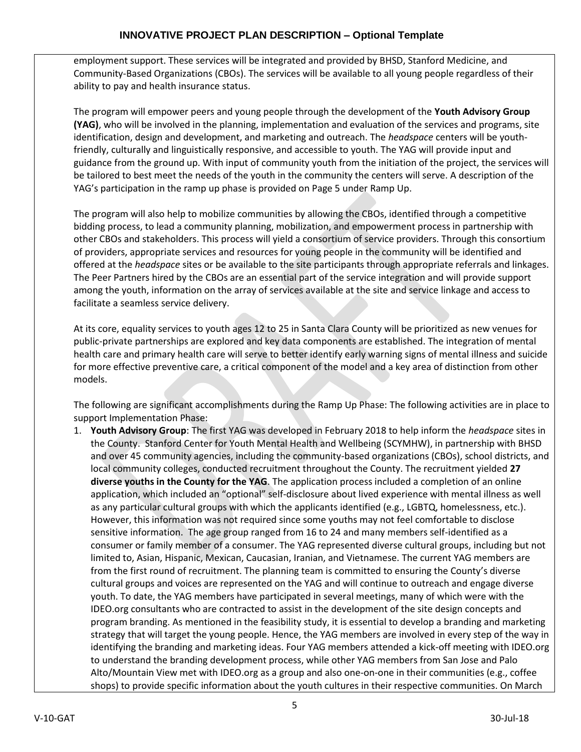employment support. These services will be integrated and provided by BHSD, Stanford Medicine, and Community-Based Organizations (CBOs). The services will be available to all young people regardless of their ability to pay and health insurance status.

The program will empower peers and young people through the development of the **Youth Advisory Group (YAG)**, who will be involved in the planning, implementation and evaluation of the services and programs, site identification, design and development, and marketing and outreach. The *headspace* centers will be youth-friendly, culturally and linguistically responsive, and accessible to youth. The YAG will provide input and guidance from the ground up. With input of community youth from the initiation of the project, the services will be tailored to best meet the needs of the youth in the community the centers will serve. A description of the YAG's participation in the ramp up phase is provided on Page 5 under Ramp Up.

The program will also help to mobilize communities by allowing the CBOs, identified through a competitive bidding process, to lead a community planning, mobilization, and empowerment process in partnership with other CBOs and stakeholders. This process will yield a consortium of service providers. Through this consortium of providers, appropriate services and resources for young people in the community will be identified and offered at the *headspace* sites or be available to the site participants through appropriate referrals and linkages. The Peer Partners hired by the CBOs are an essential part of the service integration and will provide support among the youth, information on the array of services available at the site and service linkage and access to facilitate a seamless service delivery.

At its core, equality services to youth ages 12 to 25 in Santa Clara County will be prioritized as new venues for public-private partnerships are explored and key data components are established. The integration of mental health care and primary health care will serve to better identify early warning signs of mental illness and suicide for more effective preventive care, a critical component of the model and a key area of distinction from other models.

The following are significant accomplishments during the Ramp Up Phase: The following activities are in place to support Implementation Phase:

1. **Youth Advisory Group**: The first YAG was developed in February 2018 to help inform the *headspace* sites in the County. Stanford Center for Youth Mental Health and Wellbeing (SCYMHW), in partnership with BHSD and over 45 community agencies, including the community-based organizations (CBOs), school districts, and local community colleges, conducted recruitment throughout the County. The recruitment yielded **27 diverse youths in the County for the YAG**. The application process included a completion of an online application, which included an "optional" self-disclosure about lived experience with mental illness as well as any particular cultural groups with which the applicants identified (e.g., LGBTQ, homelessness, etc.). However, this information was not required since some youths may not feel comfortable to disclose sensitive information. The age group ranged from 16 to 24 and many members self-identified as a consumer or family member of a consumer. The YAG represented diverse cultural groups, including but not limited to, Asian, Hispanic, Mexican, Caucasian, Iranian, and Vietnamese. The current YAG members are from the first round of recruitment. The planning team is committed to ensuring the County's diverse cultural groups and voices are represented on the YAG and will continue to outreach and engage diverse youth. To date, the YAG members have participated in several meetings, many of which were with the IDEO.org consultants who are contracted to assist in the development of the site design concepts and program branding. As mentioned in the feasibility study, it is essential to develop a branding and marketing strategy that will target the young people. Hence, the YAG members are involved in every step of the way in identifying the branding and marketing ideas. Four YAG members attended a kick-off meeting with IDEO.org to understand the branding development process, while other YAG members from San Jose and Palo Alto/Mountain View met with IDEO.org as a group and also one-on-one in their communities (e.g., coffee shops) to provide specific information about the youth cultures in their respective communities. On March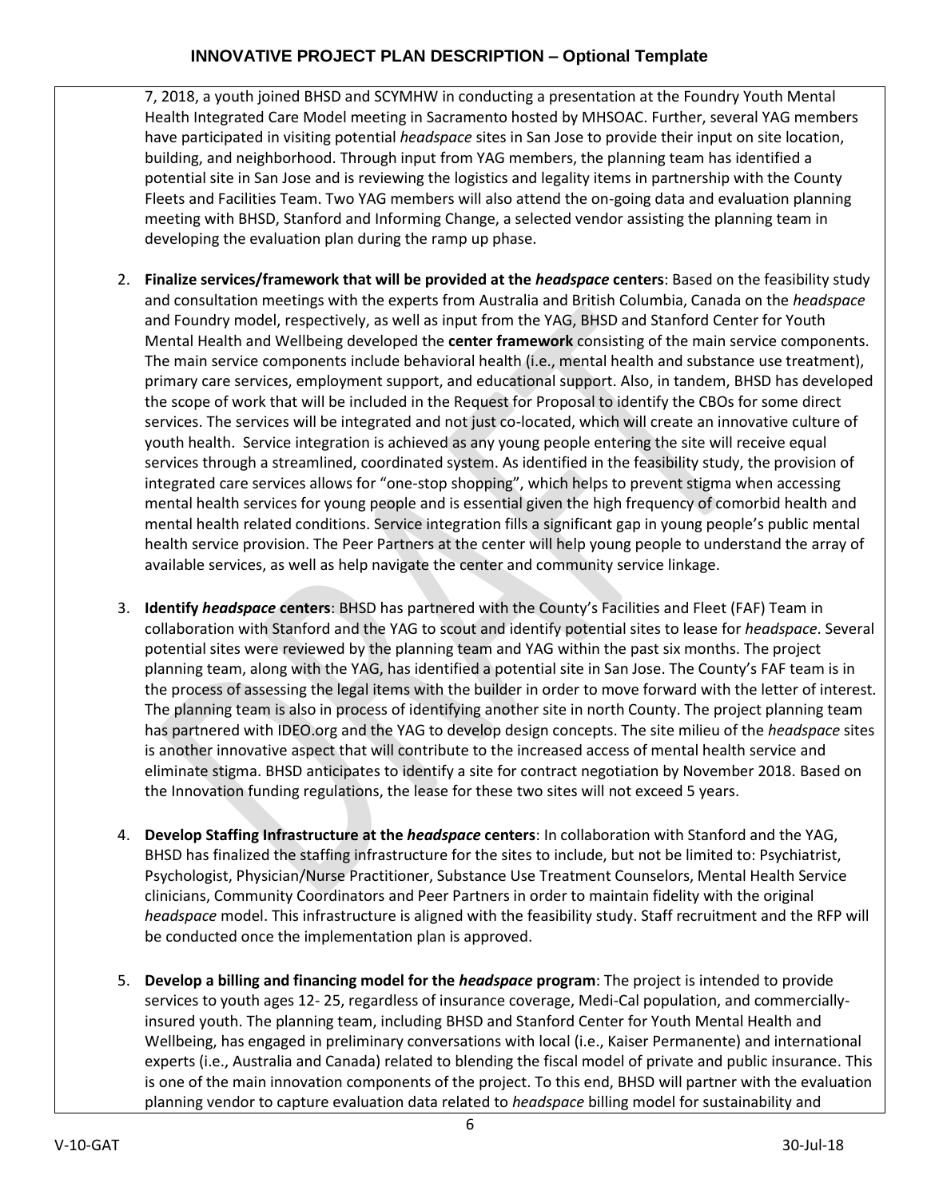7, 2018, a youth joined BHSD and SCYMHW in conducting a presentation at the Foundry Youth Mental Health Integrated Care Model meeting in Sacramento hosted by MHSOAC. Further, several YAG members have participated in visiting potential *headspace* sites in San Jose to provide their input on site location, building, and neighborhood. Through input from YAG members, the planning team has identified a potential site in San Jose and is reviewing the logistics and legality items in partnership with the County Fleets and Facilities Team. Two YAG members will also attend the on-going data and evaluation planning meeting with BHSD, Stanford and Informing Change, a selected vendor assisting the planning team in developing the evaluation plan during the ramp up phase.

2. **Finalize services/framework that will be provided at the *headspace* centers**: Based on the feasibility study and consultation meetings with the experts from Australia and British Columbia, Canada on the *headspace* and Foundry model, respectively, as well as input from the YAG, BHSD and Stanford Center for Youth Mental Health and Wellbeing developed the **center framework** consisting of the main service components. The main service components include behavioral health (i.e., mental health and substance use treatment), primary care services, employment support, and educational support. Also, in tandem, BHSD has developed the scope of work that will be included in the Request for Proposal to identify the CBOs for some direct services. The services will be integrated and not just co-located, which will create an innovative culture of youth health. Service integration is achieved as any young people entering the site will receive equal services through a streamlined, coordinated system. As identified in the feasibility study, the provision of integrated care services allows for "one-stop shopping", which helps to prevent stigma when accessing mental health services for young people and is essential given the high frequency of comorbid health and mental health related conditions. Service integration fills a significant gap in young people's public mental health service provision. The Peer Partners at the center will help young people to understand the array of available services, as well as help navigate the center and community service linkage.

3. **Identify *headspace* centers**: BHSD has partnered with the County's Facilities and Fleet (FAF) Team in collaboration with Stanford and the YAG to scout and identify potential sites to lease for *headspace*. Several potential sites were reviewed by the planning team and YAG within the past six months. The project planning team, along with the YAG, has identified a potential site in San Jose. The County's FAF team is in the process of assessing the legal items with the builder in order to move forward with the letter of interest. The planning team is also in process of identifying another site in north County. The project planning team has partnered with IDEO.org and the YAG to develop design concepts. The site milieu of the *headspace* sites is another innovative aspect that will contribute to the increased access of mental health service and eliminate stigma. BHSD anticipates to identify a site for contract negotiation by November 2018. Based on the Innovation funding regulations, the lease for these two sites will not exceed 5 years.

4. **Develop Staffing Infrastructure at the *headspace* centers**: In collaboration with Stanford and the YAG, BHSD has finalized the staffing infrastructure for the sites to include, but not be limited to: Psychiatrist, Psychologist, Physician/Nurse Practitioner, Substance Use Treatment Counselors, Mental Health Service clinicians, Community Coordinators and Peer Partners in order to maintain fidelity with the original *headspace* model. This infrastructure is aligned with the feasibility study. Staff recruitment and the RFP will be conducted once the implementation plan is approved.

5. **Develop a billing and financing model for the *headspace* program**: The project is intended to provide services to youth ages 12- 25, regardless of insurance coverage, Medi-Cal population, and commercially-insured youth. The planning team, including BHSD and Stanford Center for Youth Mental Health and Wellbeing, has engaged in preliminary conversations with local (i.e., Kaiser Permanente) and international experts (i.e., Australia and Canada) related to blending the fiscal model of private and public insurance. This is one of the main innovation components of the project. To this end, BHSD will partner with the evaluation planning vendor to capture evaluation data related to *headspace* billing model for sustainability and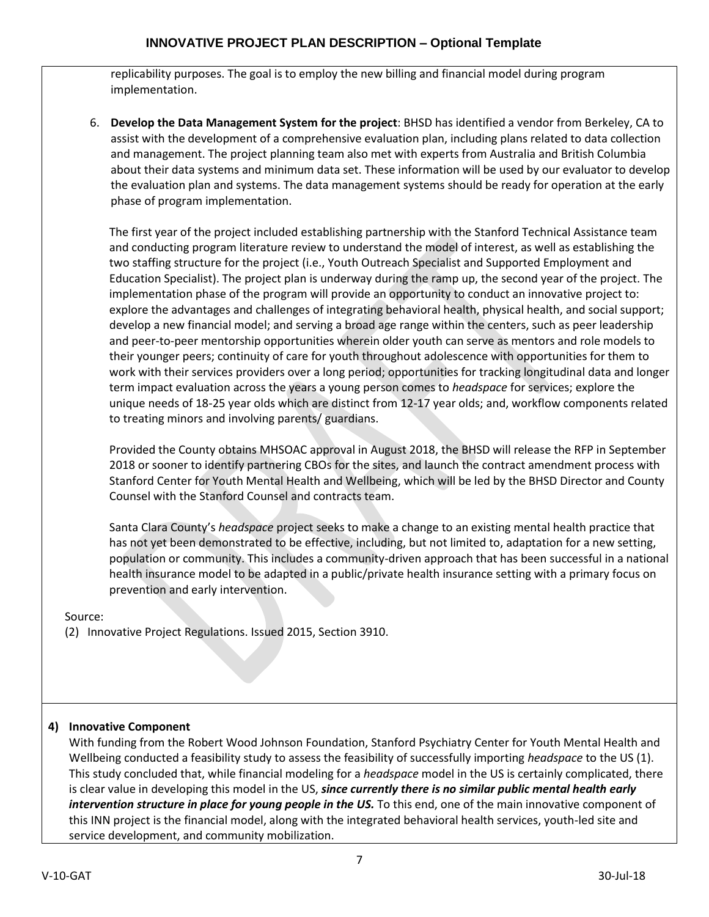replicability purposes. The goal is to employ the new billing and financial model during program implementation.

6. **Develop the Data Management System for the project**: BHSD has identified a vendor from Berkeley, CA to assist with the development of a comprehensive evaluation plan, including plans related to data collection and management. The project planning team also met with experts from Australia and British Columbia about their data systems and minimum data set. These information will be used by our evaluator to develop the evaluation plan and systems. The data management systems should be ready for operation at the early phase of program implementation.

The first year of the project included establishing partnership with the Stanford Technical Assistance team and conducting program literature review to understand the model of interest, as well as establishing the two staffing structure for the project (i.e., Youth Outreach Specialist and Supported Employment and Education Specialist). The project plan is underway during the ramp up, the second year of the project. The implementation phase of the program will provide an opportunity to conduct an innovative project to: explore the advantages and challenges of integrating behavioral health, physical health, and social support; develop a new financial model; and serving a broad age range within the centers, such as peer leadership and peer-to-peer mentorship opportunities wherein older youth can serve as mentors and role models to their younger peers; continuity of care for youth throughout adolescence with opportunities for them to work with their services providers over a long period; opportunities for tracking longitudinal data and longer term impact evaluation across the years a young person comes to *headspace* for services; explore the unique needs of 18-25 year olds which are distinct from 12-17 year olds; and, workflow components related to treating minors and involving parents/ guardians.

Provided the County obtains MHSOAC approval in August 2018, the BHSD will release the RFP in September 2018 or sooner to identify partnering CBOs for the sites, and launch the contract amendment process with Stanford Center for Youth Mental Health and Wellbeing, which will be led by the BHSD Director and County Counsel with the Stanford Counsel and contracts team.

Santa Clara County's *headspace* project seeks to make a change to an existing mental health practice that has not yet been demonstrated to be effective, including, but not limited to, adaptation for a new setting, population or community. This includes a community-driven approach that has been successful in a national health insurance model to be adapted in a public/private health insurance setting with a primary focus on prevention and early intervention.

Source:
(2) Innovative Project Regulations. Issued 2015, Section 3910.

**4) Innovative Component**

With funding from the Robert Wood Johnson Foundation, Stanford Psychiatry Center for Youth Mental Health and Wellbeing conducted a feasibility study to assess the feasibility of successfully importing *headspace* to the US (1). This study concluded that, while financial modeling for a *headspace* model in the US is certainly complicated, there is clear value in developing this model in the US, ***since currently there is no similar public mental health early intervention structure in place for young people in the US.*** To this end, one of the main innovative component of this INN project is the financial model, along with the integrated behavioral health services, youth-led site and service development, and community mobilization.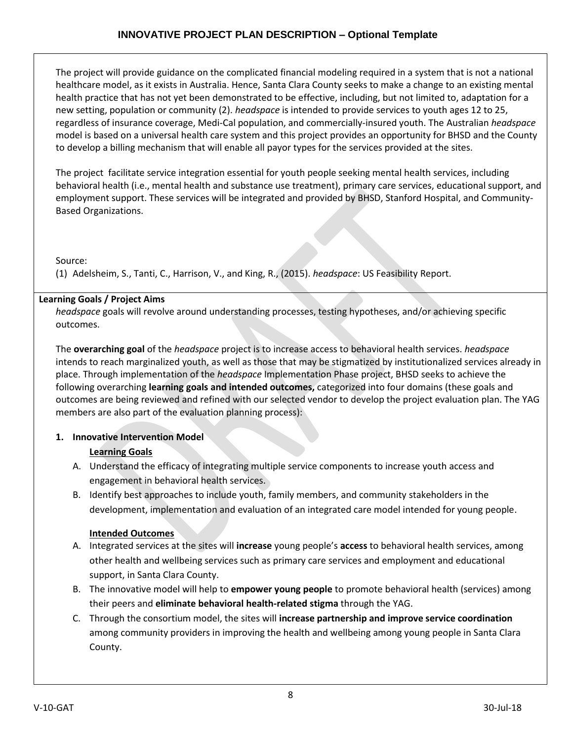The project will provide guidance on the complicated financial modeling required in a system that is not a national healthcare model, as it exists in Australia. Hence, Santa Clara County seeks to make a change to an existing mental health practice that has not yet been demonstrated to be effective, including, but not limited to, adaptation for a new setting, population or community (2). *headspace* is intended to provide services to youth ages 12 to 25, regardless of insurance coverage, Medi-Cal population, and commercially-insured youth. The Australian *headspace* model is based on a universal health care system and this project provides an opportunity for BHSD and the County to develop a billing mechanism that will enable all payor types for the services provided at the sites.

The project facilitate service integration essential for youth people seeking mental health services, including behavioral health (i.e., mental health and substance use treatment), primary care services, educational support, and employment support. These services will be integrated and provided by BHSD, Stanford Hospital, and Community-Based Organizations.

Source:

(1) Adelsheim, S., Tanti, C., Harrison, V., and King, R., (2015). *headspace*: US Feasibility Report.

**Learning Goals / Project Aims**

*headspace* goals will revolve around understanding processes, testing hypotheses, and/or achieving specific outcomes.

The **overarching goal** of the *headspace* project is to increase access to behavioral health services. *headspace* intends to reach marginalized youth, as well as those that may be stigmatized by institutionalized services already in place. Through implementation of the *headspace* Implementation Phase project, BHSD seeks to achieve the following overarching **learning goals and intended outcomes,** categorized into four domains (these goals and outcomes are being reviewed and refined with our selected vendor to develop the project evaluation plan. The YAG members are also part of the evaluation planning process):

**1. Innovative Intervention Model**

**Learning Goals**

A. Understand the efficacy of integrating multiple service components to increase youth access and engagement in behavioral health services.

B. Identify best approaches to include youth, family members, and community stakeholders in the development, implementation and evaluation of an integrated care model intended for young people.

**Intended Outcomes**

A. Integrated services at the sites will **increase** young people's **access** to behavioral health services, among other health and wellbeing services such as primary care services and employment and educational support, in Santa Clara County.

B. The innovative model will help to **empower young people** to promote behavioral health (services) among their peers and **eliminate behavioral health-related stigma** through the YAG.

C. Through the consortium model, the sites will **increase partnership and improve service coordination** among community providers in improving the health and wellbeing among young people in Santa Clara County.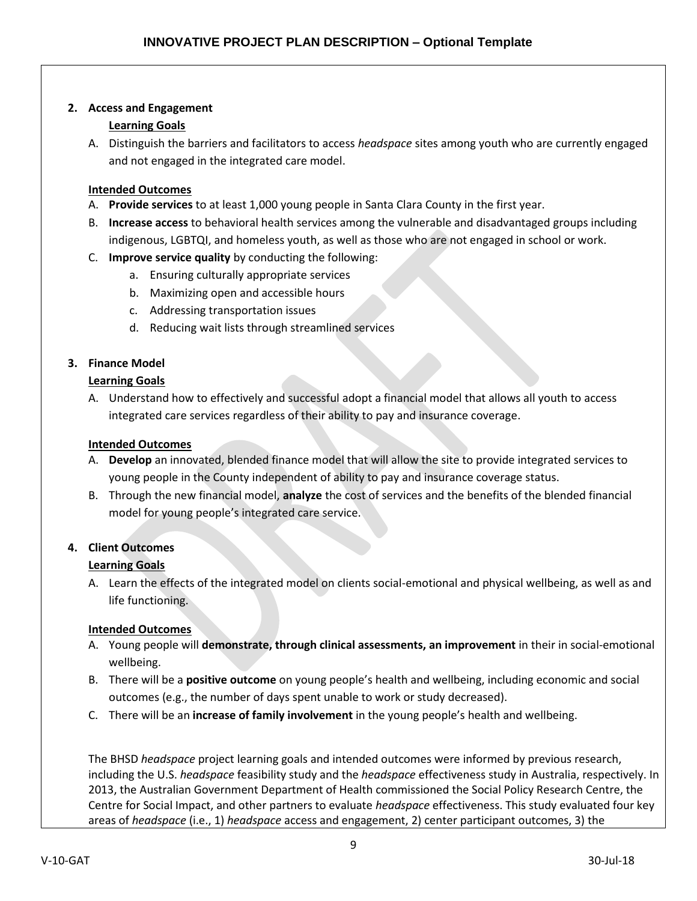**2. Access and Engagement**

**Learning Goals**

A. Distinguish the barriers and facilitators to access *headspace* sites among youth who are currently engaged and not engaged in the integrated care model.

**Intended Outcomes**

A. **Provide services** to at least 1,000 young people in Santa Clara County in the first year.
B. **Increase access** to behavioral health services among the vulnerable and disadvantaged groups including indigenous, LGBTQI, and homeless youth, as well as those who are not engaged in school or work.
C. **Improve service quality** by conducting the following:
   a. Ensuring culturally appropriate services
   b. Maximizing open and accessible hours
   c. Addressing transportation issues
   d. Reducing wait lists through streamlined services

**3. Finance Model**

**Learning Goals**

A. Understand how to effectively and successful adopt a financial model that allows all youth to access integrated care services regardless of their ability to pay and insurance coverage.

**Intended Outcomes**

A. **Develop** an innovated, blended finance model that will allow the site to provide integrated services to young people in the County independent of ability to pay and insurance coverage status.
B. Through the new financial model, **analyze** the cost of services and the benefits of the blended financial model for young people's integrated care service.

**4. Client Outcomes**

**Learning Goals**

A. Learn the effects of the integrated model on clients social-emotional and physical wellbeing, as well as and life functioning.

**Intended Outcomes**

A. Young people will **demonstrate, through clinical assessments, an improvement** in their in social-emotional wellbeing.
B. There will be a **positive outcome** on young people's health and wellbeing, including economic and social outcomes (e.g., the number of days spent unable to work or study decreased).
C. There will be an **increase of family involvement** in the young people's health and wellbeing.

The BHSD *headspace* project learning goals and intended outcomes were informed by previous research, including the U.S. *headspace* feasibility study and the *headspace* effectiveness study in Australia, respectively. In 2013, the Australian Government Department of Health commissioned the Social Policy Research Centre, the Centre for Social Impact, and other partners to evaluate *headspace* effectiveness. This study evaluated four key areas of *headspace* (i.e., 1) *headspace* access and engagement, 2) center participant outcomes, 3) the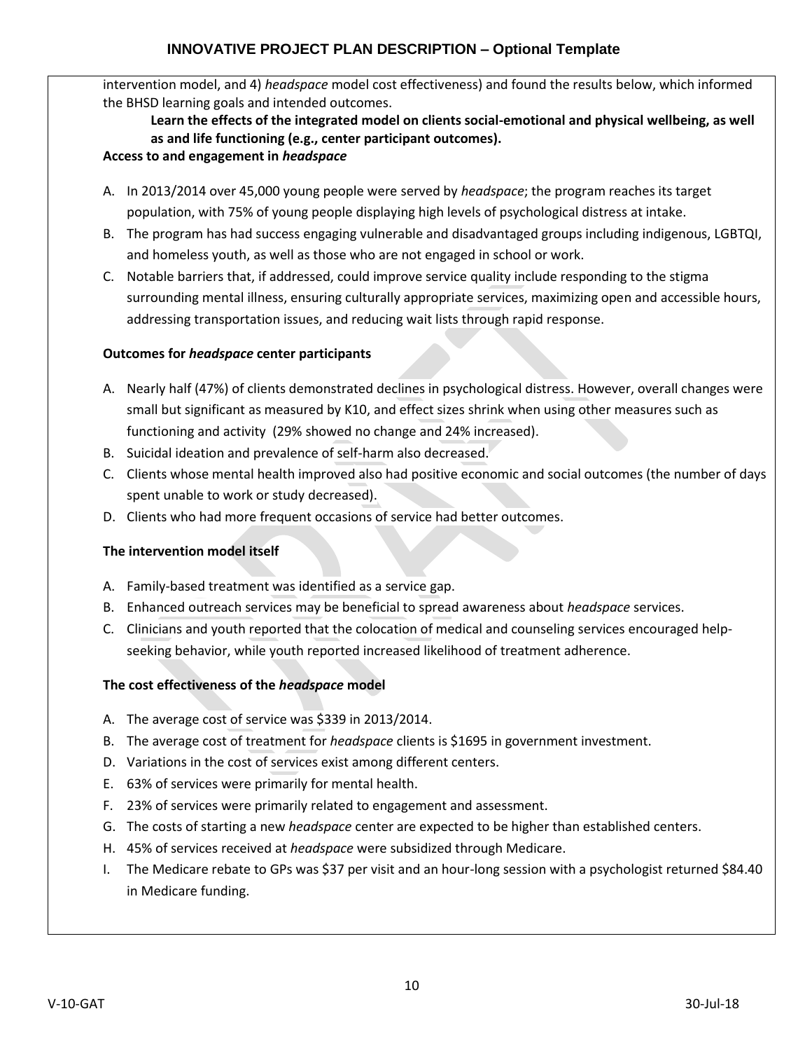intervention model, and 4) *headspace* model cost effectiveness) and found the results below, which informed the BHSD learning goals and intended outcomes.

**Learn the effects of the integrated model on clients social-emotional and physical wellbeing, as well as and life functioning (e.g., center participant outcomes).**

**Access to and engagement in *headspace***

A. In 2013/2014 over 45,000 young people were served by *headspace*; the program reaches its target population, with 75% of young people displaying high levels of psychological distress at intake.
B. The program has had success engaging vulnerable and disadvantaged groups including indigenous, LGBTQI, and homeless youth, as well as those who are not engaged in school or work.
C. Notable barriers that, if addressed, could improve service quality include responding to the stigma surrounding mental illness, ensuring culturally appropriate services, maximizing open and accessible hours, addressing transportation issues, and reducing wait lists through rapid response.

**Outcomes for *headspace* center participants**

A. Nearly half (47%) of clients demonstrated declines in psychological distress. However, overall changes were small but significant as measured by K10, and effect sizes shrink when using other measures such as functioning and activity (29% showed no change and 24% increased).
B. Suicidal ideation and prevalence of self-harm also decreased.
C. Clients whose mental health improved also had positive economic and social outcomes (the number of days spent unable to work or study decreased).
D. Clients who had more frequent occasions of service had better outcomes.

**The intervention model itself**

A. Family-based treatment was identified as a service gap.
B. Enhanced outreach services may be beneficial to spread awareness about *headspace* services.
C. Clinicians and youth reported that the colocation of medical and counseling services encouraged help-seeking behavior, while youth reported increased likelihood of treatment adherence.

**The cost effectiveness of the *headspace* model**

A. The average cost of service was $339 in 2013/2014.
B. The average cost of treatment for *headspace* clients is $1695 in government investment.
D. Variations in the cost of services exist among different centers.
E. 63% of services were primarily for mental health.
F. 23% of services were primarily related to engagement and assessment.
G. The costs of starting a new *headspace* center are expected to be higher than established centers.
H. 45% of services received at *headspace* were subsidized through Medicare.
I. The Medicare rebate to GPs was $37 per visit and an hour-long session with a psychologist returned $84.40 in Medicare funding.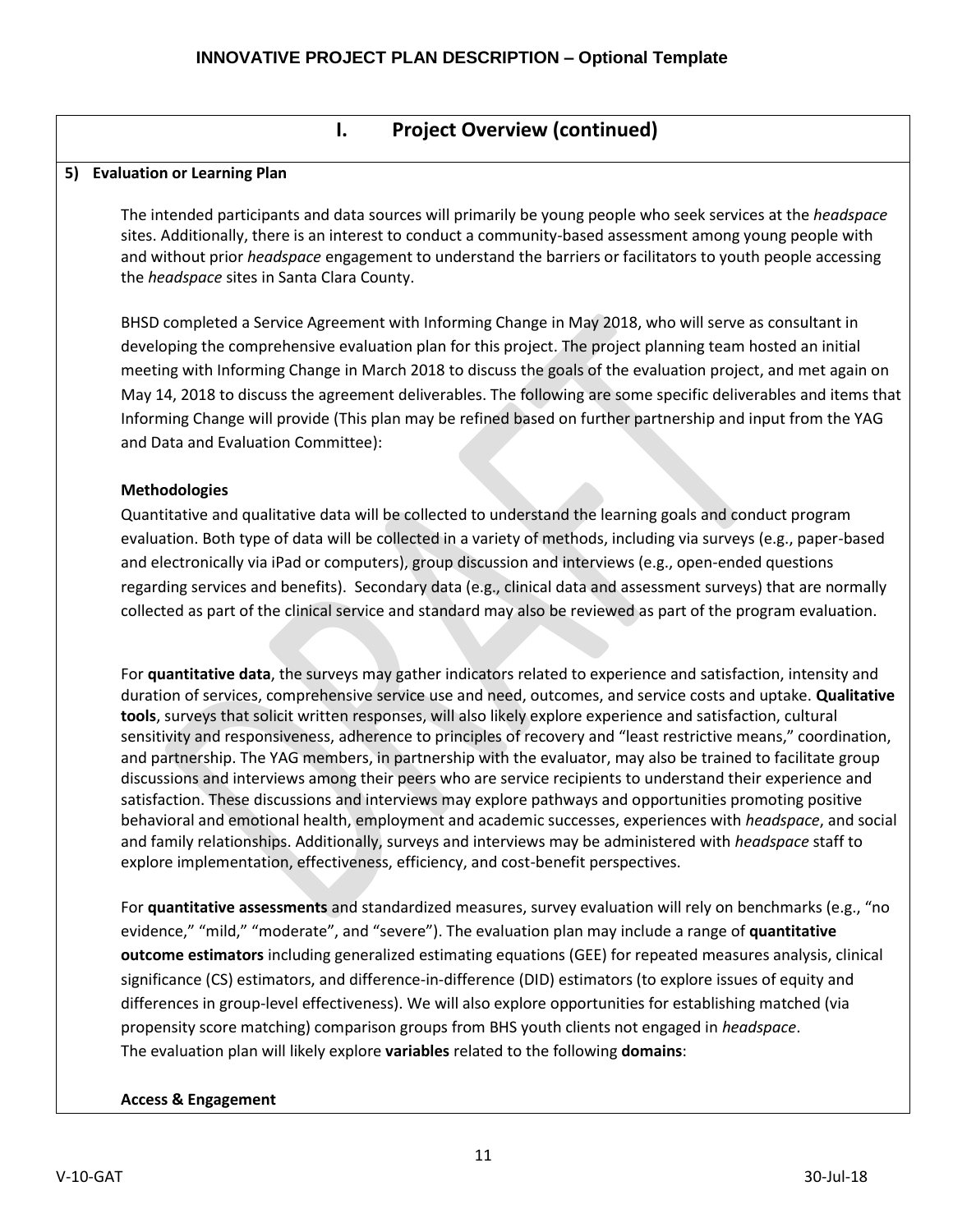# I. Project Overview (continued)

## 5) Evaluation or Learning Plan

The intended participants and data sources will primarily be young people who seek services at the *headspace* sites. Additionally, there is an interest to conduct a community-based assessment among young people with and without prior *headspace* engagement to understand the barriers or facilitators to youth people accessing the *headspace* sites in Santa Clara County.

BHSD completed a Service Agreement with Informing Change in May 2018, who will serve as consultant in developing the comprehensive evaluation plan for this project. The project planning team hosted an initial meeting with Informing Change in March 2018 to discuss the goals of the evaluation project, and met again on May 14, 2018 to discuss the agreement deliverables. The following are some specific deliverables and items that Informing Change will provide (This plan may be refined based on further partnership and input from the YAG and Data and Evaluation Committee):

**Methodologies**

Quantitative and qualitative data will be collected to understand the learning goals and conduct program evaluation. Both type of data will be collected in a variety of methods, including via surveys (e.g., paper-based and electronically via iPad or computers), group discussion and interviews (e.g., open-ended questions regarding services and benefits). Secondary data (e.g., clinical data and assessment surveys) that are normally collected as part of the clinical service and standard may also be reviewed as part of the program evaluation.

For **quantitative data**, the surveys may gather indicators related to experience and satisfaction, intensity and duration of services, comprehensive service use and need, outcomes, and service costs and uptake. **Qualitative tools**, surveys that solicit written responses, will also likely explore experience and satisfaction, cultural sensitivity and responsiveness, adherence to principles of recovery and "least restrictive means," coordination, and partnership. The YAG members, in partnership with the evaluator, may also be trained to facilitate group discussions and interviews among their peers who are service recipients to understand their experience and satisfaction. These discussions and interviews may explore pathways and opportunities promoting positive behavioral and emotional health, employment and academic successes, experiences with *headspace*, and social and family relationships. Additionally, surveys and interviews may be administered with *headspace* staff to explore implementation, effectiveness, efficiency, and cost-benefit perspectives.

For **quantitative assessments** and standardized measures, survey evaluation will rely on benchmarks (e.g., "no evidence," "mild," "moderate", and "severe"). The evaluation plan may include a range of **quantitative outcome estimators** including generalized estimating equations (GEE) for repeated measures analysis, clinical significance (CS) estimators, and difference-in-difference (DID) estimators (to explore issues of equity and differences in group-level effectiveness). We will also explore opportunities for establishing matched (via propensity score matching) comparison groups from BHS youth clients not engaged in *headspace*. The evaluation plan will likely explore **variables** related to the following **domains**:

**Access & Engagement**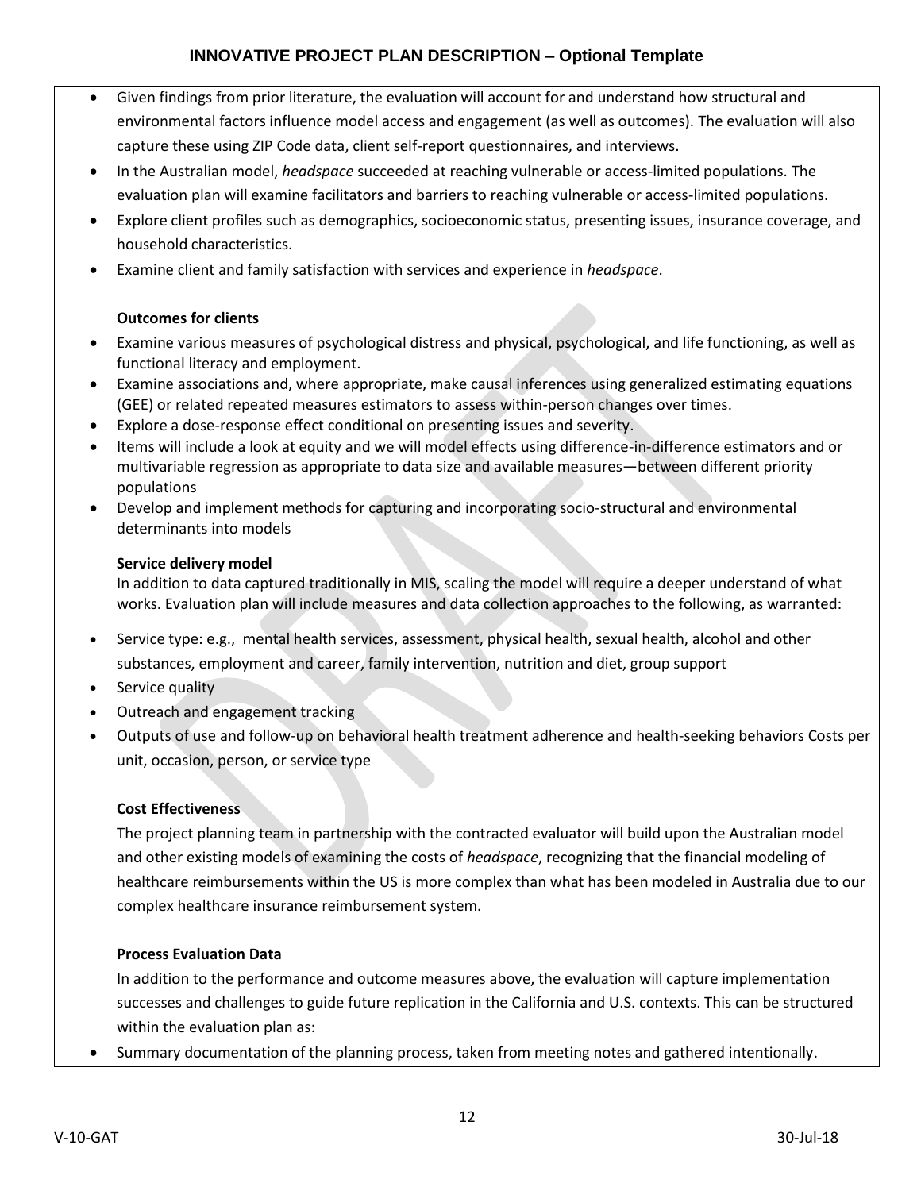- Given findings from prior literature, the evaluation will account for and understand how structural and environmental factors influence model access and engagement (as well as outcomes). The evaluation will also capture these using ZIP Code data, client self-report questionnaires, and interviews.
- In the Australian model, *headspace* succeeded at reaching vulnerable or access-limited populations. The evaluation plan will examine facilitators and barriers to reaching vulnerable or access-limited populations.
- Explore client profiles such as demographics, socioeconomic status, presenting issues, insurance coverage, and household characteristics.
- Examine client and family satisfaction with services and experience in *headspace*.

**Outcomes for clients**

- Examine various measures of psychological distress and physical, psychological, and life functioning, as well as functional literacy and employment.
- Examine associations and, where appropriate, make causal inferences using generalized estimating equations (GEE) or related repeated measures estimators to assess within-person changes over times.
- Explore a dose-response effect conditional on presenting issues and severity.
- Items will include a look at equity and we will model effects using difference-in-difference estimators and or multivariable regression as appropriate to data size and available measures—between different priority populations
- Develop and implement methods for capturing and incorporating socio-structural and environmental determinants into models

**Service delivery model**

In addition to data captured traditionally in MIS, scaling the model will require a deeper understand of what works. Evaluation plan will include measures and data collection approaches to the following, as warranted:

- Service type: e.g., mental health services, assessment, physical health, sexual health, alcohol and other substances, employment and career, family intervention, nutrition and diet, group support
- Service quality
- Outreach and engagement tracking
- Outputs of use and follow-up on behavioral health treatment adherence and health-seeking behaviors Costs per unit, occasion, person, or service type

**Cost Effectiveness**

The project planning team in partnership with the contracted evaluator will build upon the Australian model and other existing models of examining the costs of *headspace*, recognizing that the financial modeling of healthcare reimbursements within the US is more complex than what has been modeled in Australia due to our complex healthcare insurance reimbursement system.

**Process Evaluation Data**

In addition to the performance and outcome measures above, the evaluation will capture implementation successes and challenges to guide future replication in the California and U.S. contexts. This can be structured within the evaluation plan as:

- Summary documentation of the planning process, taken from meeting notes and gathered intentionally.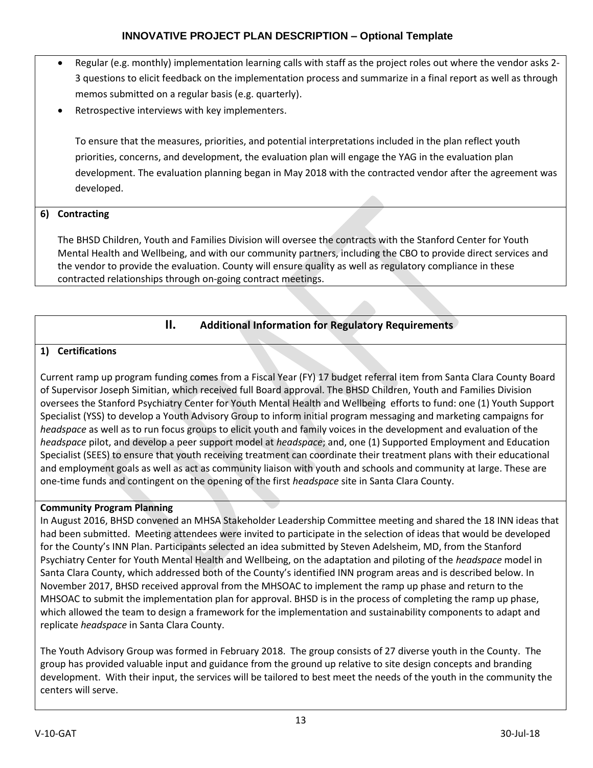- Regular (e.g. monthly) implementation learning calls with staff as the project roles out where the vendor asks 2-3 questions to elicit feedback on the implementation process and summarize in a final report as well as through memos submitted on a regular basis (e.g. quarterly).
- Retrospective interviews with key implementers.

To ensure that the measures, priorities, and potential interpretations included in the plan reflect youth priorities, concerns, and development, the evaluation plan will engage the YAG in the evaluation plan development. The evaluation planning began in May 2018 with the contracted vendor after the agreement was developed.

**6) Contracting**

The BHSD Children, Youth and Families Division will oversee the contracts with the Stanford Center for Youth Mental Health and Wellbeing, and with our community partners, including the CBO to provide direct services and the vendor to provide the evaluation. County will ensure quality as well as regulatory compliance in these contracted relationships through on-going contract meetings.

## II. Additional Information for Regulatory Requirements

**1) Certifications**

Current ramp up program funding comes from a Fiscal Year (FY) 17 budget referral item from Santa Clara County Board of Supervisor Joseph Simitian, which received full Board approval. The BHSD Children, Youth and Families Division oversees the Stanford Psychiatry Center for Youth Mental Health and Wellbeing efforts to fund: one (1) Youth Support Specialist (YSS) to develop a Youth Advisory Group to inform initial program messaging and marketing campaigns for *headspace* as well as to run focus groups to elicit youth and family voices in the development and evaluation of the *headspace* pilot, and develop a peer support model at *headspace*; and, one (1) Supported Employment and Education Specialist (SEES) to ensure that youth receiving treatment can coordinate their treatment plans with their educational and employment goals as well as act as community liaison with youth and schools and community at large. These are one-time funds and contingent on the opening of the first *headspace* site in Santa Clara County.

**Community Program Planning**

In August 2016, BHSD convened an MHSA Stakeholder Leadership Committee meeting and shared the 18 INN ideas that had been submitted. Meeting attendees were invited to participate in the selection of ideas that would be developed for the County's INN Plan. Participants selected an idea submitted by Steven Adelsheim, MD, from the Stanford Psychiatry Center for Youth Mental Health and Wellbeing, on the adaptation and piloting of the *headspace* model in Santa Clara County, which addressed both of the County's identified INN program areas and is described below. In November 2017, BHSD received approval from the MHSOAC to implement the ramp up phase and return to the MHSOAC to submit the implementation plan for approval. BHSD is in the process of completing the ramp up phase, which allowed the team to design a framework for the implementation and sustainability components to adapt and replicate *headspace* in Santa Clara County.

The Youth Advisory Group was formed in February 2018. The group consists of 27 diverse youth in the County. The group has provided valuable input and guidance from the ground up relative to site design concepts and branding development. With their input, the services will be tailored to best meet the needs of the youth in the community the centers will serve.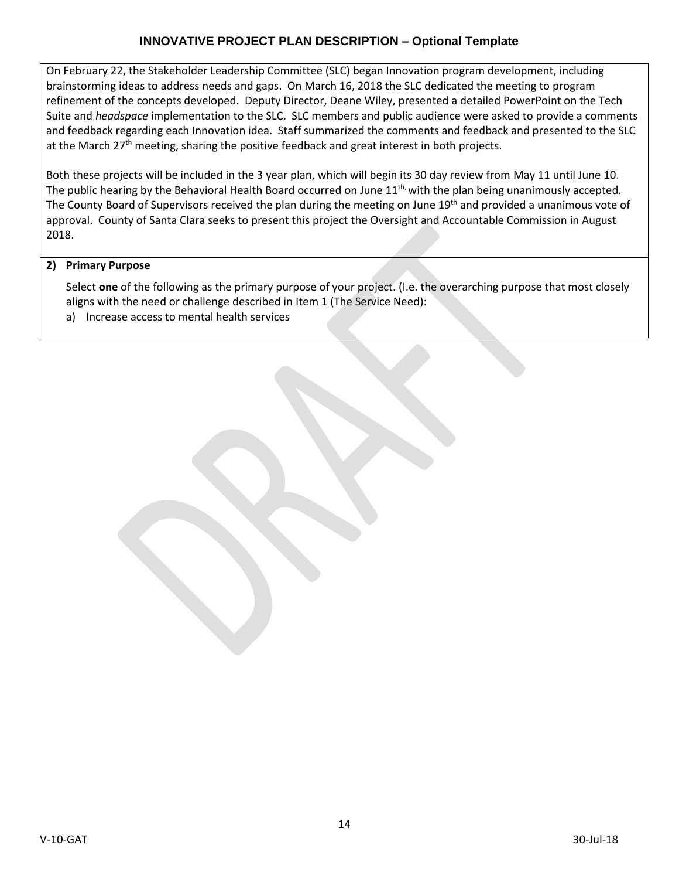# INNOVATIVE PROJECT PLAN DESCRIPTION – Optional Template

On February 22, the Stakeholder Leadership Committee (SLC) began Innovation program development, including brainstorming ideas to address needs and gaps. On March 16, 2018 the SLC dedicated the meeting to program refinement of the concepts developed. Deputy Director, Deane Wiley, presented a detailed PowerPoint on the Tech Suite and *headspace* implementation to the SLC. SLC members and public audience were asked to provide a comments and feedback regarding each Innovation idea. Staff summarized the comments and feedback and presented to the SLC at the March 27th meeting, sharing the positive feedback and great interest in both projects.

Both these projects will be included in the 3 year plan, which will begin its 30 day review from May 11 until June 10. The public hearing by the Behavioral Health Board occurred on June 11th, with the plan being unanimously accepted. The County Board of Supervisors received the plan during the meeting on June 19th and provided a unanimous vote of approval. County of Santa Clara seeks to present this project the Oversight and Accountable Commission in August 2018.

**2) Primary Purpose**

Select **one** of the following as the primary purpose of your project. (I.e. the overarching purpose that most closely aligns with the need or challenge described in Item 1 (The Service Need):

a) Increase access to mental health services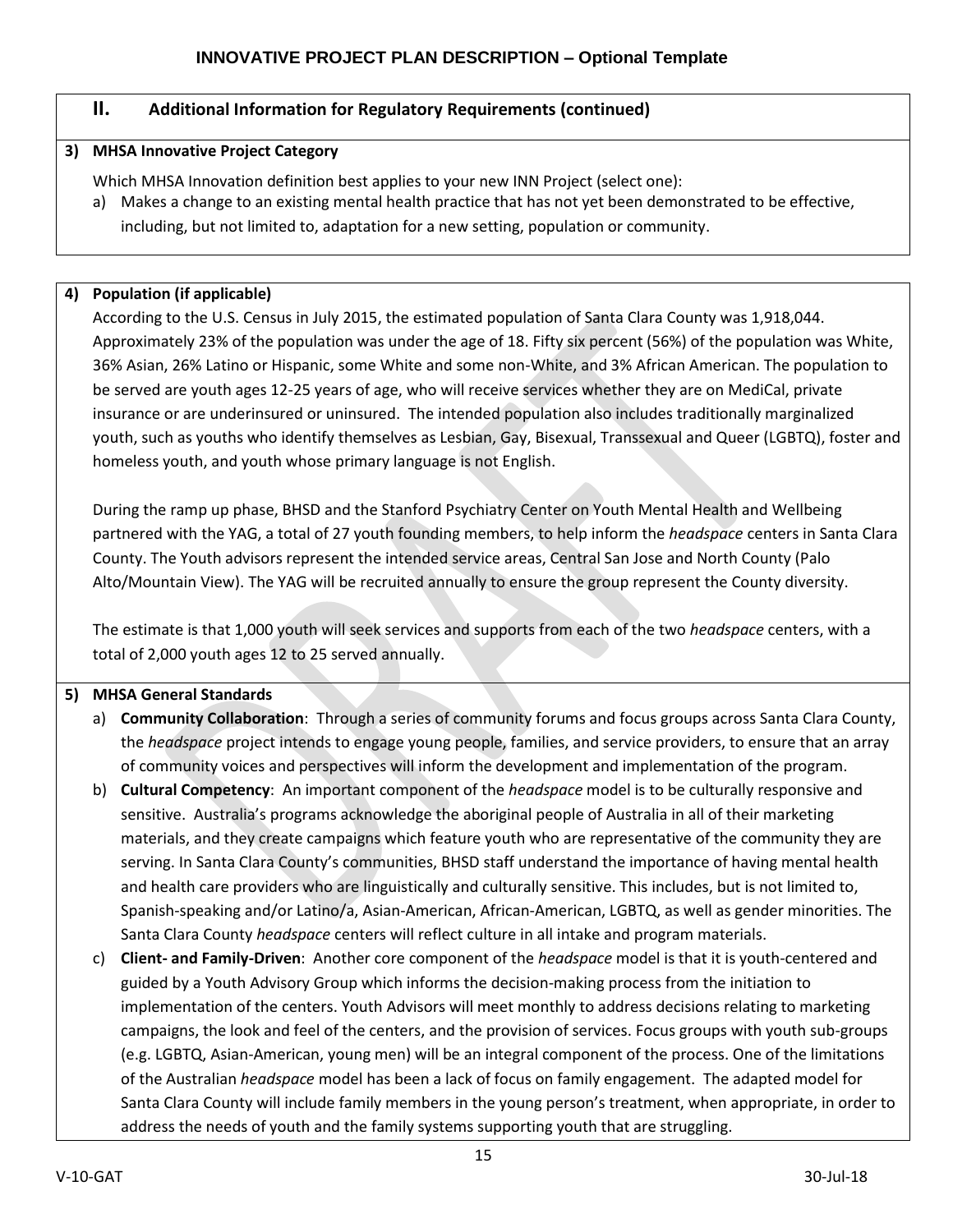# INNOVATIVE PROJECT PLAN DESCRIPTION – Optional Template

## II. Additional Information for Regulatory Requirements (continued)

### 3) MHSA Innovative Project Category

Which MHSA Innovation definition best applies to your new INN Project (select one):

a) Makes a change to an existing mental health practice that has not yet been demonstrated to be effective, including, but not limited to, adaptation for a new setting, population or community.

### 4) Population (if applicable)

According to the U.S. Census in July 2015, the estimated population of Santa Clara County was 1,918,044. Approximately 23% of the population was under the age of 18. Fifty six percent (56%) of the population was White, 36% Asian, 26% Latino or Hispanic, some White and some non-White, and 3% African American. The population to be served are youth ages 12-25 years of age, who will receive services whether they are on MediCal, private insurance or are underinsured or uninsured. The intended population also includes traditionally marginalized youth, such as youths who identify themselves as Lesbian, Gay, Bisexual, Transsexual and Queer (LGBTQ), foster and homeless youth, and youth whose primary language is not English.

During the ramp up phase, BHSD and the Stanford Psychiatry Center on Youth Mental Health and Wellbeing partnered with the YAG, a total of 27 youth founding members, to help inform the *headspace* centers in Santa Clara County. The Youth advisors represent the intended service areas, Central San Jose and North County (Palo Alto/Mountain View). The YAG will be recruited annually to ensure the group represent the County diversity.

The estimate is that 1,000 youth will seek services and supports from each of the two *headspace* centers, with a total of 2,000 youth ages 12 to 25 served annually.

### 5) MHSA General Standards

a) **Community Collaboration**: Through a series of community forums and focus groups across Santa Clara County, the *headspace* project intends to engage young people, families, and service providers, to ensure that an array of community voices and perspectives will inform the development and implementation of the program.

b) **Cultural Competency**: An important component of the *headspace* model is to be culturally responsive and sensitive. Australia's programs acknowledge the aboriginal people of Australia in all of their marketing materials, and they create campaigns which feature youth who are representative of the community they are serving. In Santa Clara County's communities, BHSD staff understand the importance of having mental health and health care providers who are linguistically and culturally sensitive. This includes, but is not limited to, Spanish-speaking and/or Latino/a, Asian-American, African-American, LGBTQ, as well as gender minorities. The Santa Clara County *headspace* centers will reflect culture in all intake and program materials.

c) **Client- and Family-Driven**: Another core component of the *headspace* model is that it is youth-centered and guided by a Youth Advisory Group which informs the decision-making process from the initiation to implementation of the centers. Youth Advisors will meet monthly to address decisions relating to marketing campaigns, the look and feel of the centers, and the provision of services. Focus groups with youth sub-groups (e.g. LGBTQ, Asian-American, young men) will be an integral component of the process. One of the limitations of the Australian *headspace* model has been a lack of focus on family engagement. The adapted model for Santa Clara County will include family members in the young person's treatment, when appropriate, in order to address the needs of youth and the family systems supporting youth that are struggling.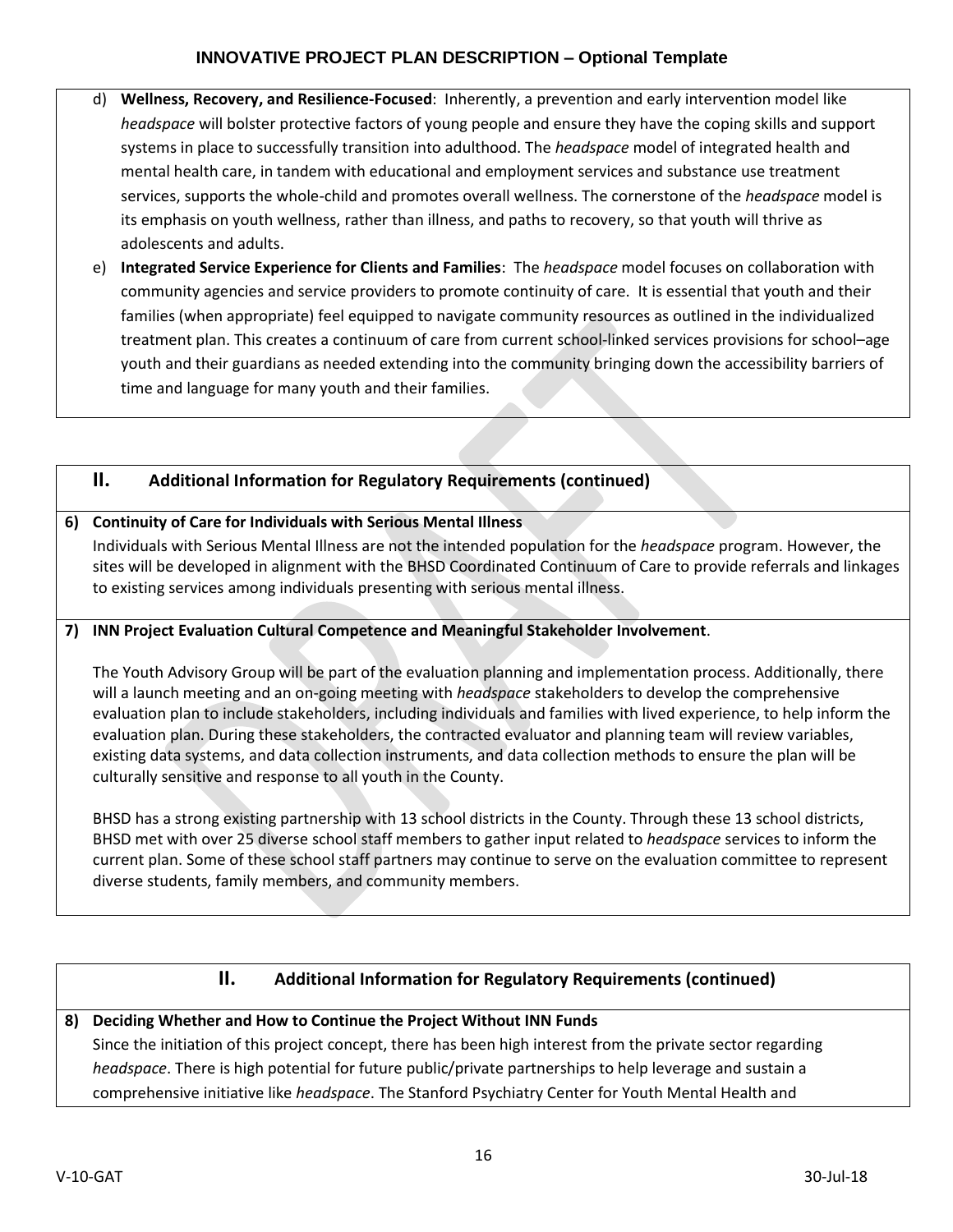d) **Wellness, Recovery, and Resilience-Focused**: Inherently, a prevention and early intervention model like *headspace* will bolster protective factors of young people and ensure they have the coping skills and support systems in place to successfully transition into adulthood. The *headspace* model of integrated health and mental health care, in tandem with educational and employment services and substance use treatment services, supports the whole-child and promotes overall wellness. The cornerstone of the *headspace* model is its emphasis on youth wellness, rather than illness, and paths to recovery, so that youth will thrive as adolescents and adults.

e) **Integrated Service Experience for Clients and Families**: The *headspace* model focuses on collaboration with community agencies and service providers to promote continuity of care. It is essential that youth and their families (when appropriate) feel equipped to navigate community resources as outlined in the individualized treatment plan. This creates a continuum of care from current school-linked services provisions for school–age youth and their guardians as needed extending into the community bringing down the accessibility barriers of time and language for many youth and their families.

## II. Additional Information for Regulatory Requirements (continued)

**6) Continuity of Care for Individuals with Serious Mental Illness**

Individuals with Serious Mental Illness are not the intended population for the *headspace* program. However, the sites will be developed in alignment with the BHSD Coordinated Continuum of Care to provide referrals and linkages to existing services among individuals presenting with serious mental illness.

**7) INN Project Evaluation Cultural Competence and Meaningful Stakeholder Involvement**.

The Youth Advisory Group will be part of the evaluation planning and implementation process. Additionally, there will a launch meeting and an on-going meeting with *headspace* stakeholders to develop the comprehensive evaluation plan to include stakeholders, including individuals and families with lived experience, to help inform the evaluation plan. During these stakeholders, the contracted evaluator and planning team will review variables, existing data systems, and data collection instruments, and data collection methods to ensure the plan will be culturally sensitive and response to all youth in the County.

BHSD has a strong existing partnership with 13 school districts in the County. Through these 13 school districts, BHSD met with over 25 diverse school staff members to gather input related to *headspace* services to inform the current plan. Some of these school staff partners may continue to serve on the evaluation committee to represent diverse students, family members, and community members.

## II. Additional Information for Regulatory Requirements (continued)

**8) Deciding Whether and How to Continue the Project Without INN Funds**

Since the initiation of this project concept, there has been high interest from the private sector regarding *headspace*. There is high potential for future public/private partnerships to help leverage and sustain a comprehensive initiative like *headspace*. The Stanford Psychiatry Center for Youth Mental Health and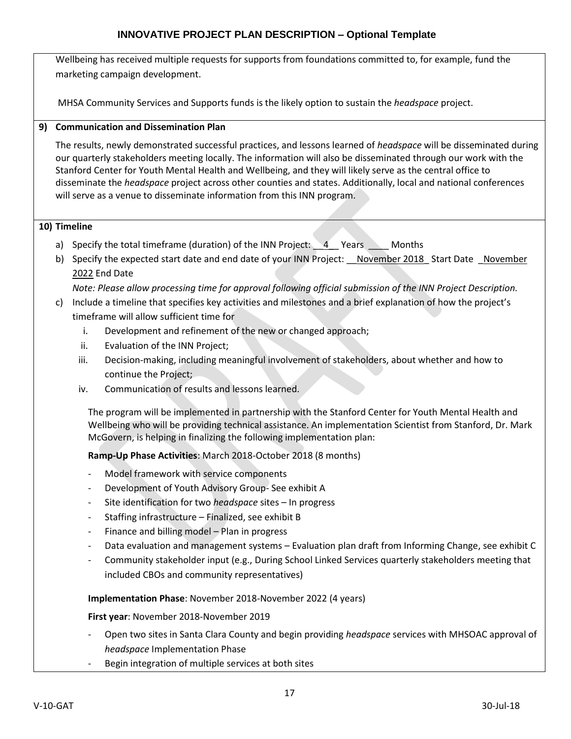Wellbeing has received multiple requests for supports from foundations committed to, for example, fund the marketing campaign development.

MHSA Community Services and Supports funds is the likely option to sustain the *headspace* project.

**9) Communication and Dissemination Plan**

The results, newly demonstrated successful practices, and lessons learned of *headspace* will be disseminated during our quarterly stakeholders meeting locally. The information will also be disseminated through our work with the Stanford Center for Youth Mental Health and Wellbeing, and they will likely serve as the central office to disseminate the *headspace* project across other counties and states. Additionally, local and national conferences will serve as a venue to disseminate information from this INN program.

**10) Timeline**

a) Specify the total timeframe (duration) of the INN Project: __4__ Years ____ Months

b) Specify the expected start date and end date of your INN Project: __November 2018_ Start Date _November 2022 End Date

*Note: Please allow processing time for approval following official submission of the INN Project Description.*

c) Include a timeline that specifies key activities and milestones and a brief explanation of how the project's timeframe will allow sufficient time for

i. Development and refinement of the new or changed approach;

ii. Evaluation of the INN Project;

iii. Decision-making, including meaningful involvement of stakeholders, about whether and how to continue the Project;

iv. Communication of results and lessons learned.

The program will be implemented in partnership with the Stanford Center for Youth Mental Health and Wellbeing who will be providing technical assistance. An implementation Scientist from Stanford, Dr. Mark McGovern, is helping in finalizing the following implementation plan:

**Ramp-Up Phase Activities**: March 2018-October 2018 (8 months)

- Model framework with service components
- Development of Youth Advisory Group- See exhibit A
- Site identification for two *headspace* sites – In progress
- Staffing infrastructure – Finalized, see exhibit B
- Finance and billing model – Plan in progress
- Data evaluation and management systems – Evaluation plan draft from Informing Change, see exhibit C
- Community stakeholder input (e.g., During School Linked Services quarterly stakeholders meeting that included CBOs and community representatives)

**Implementation Phase**: November 2018-November 2022 (4 years)

**First year**: November 2018-November 2019

- Open two sites in Santa Clara County and begin providing *headspace* services with MHSOAC approval of *headspace* Implementation Phase
- Begin integration of multiple services at both sites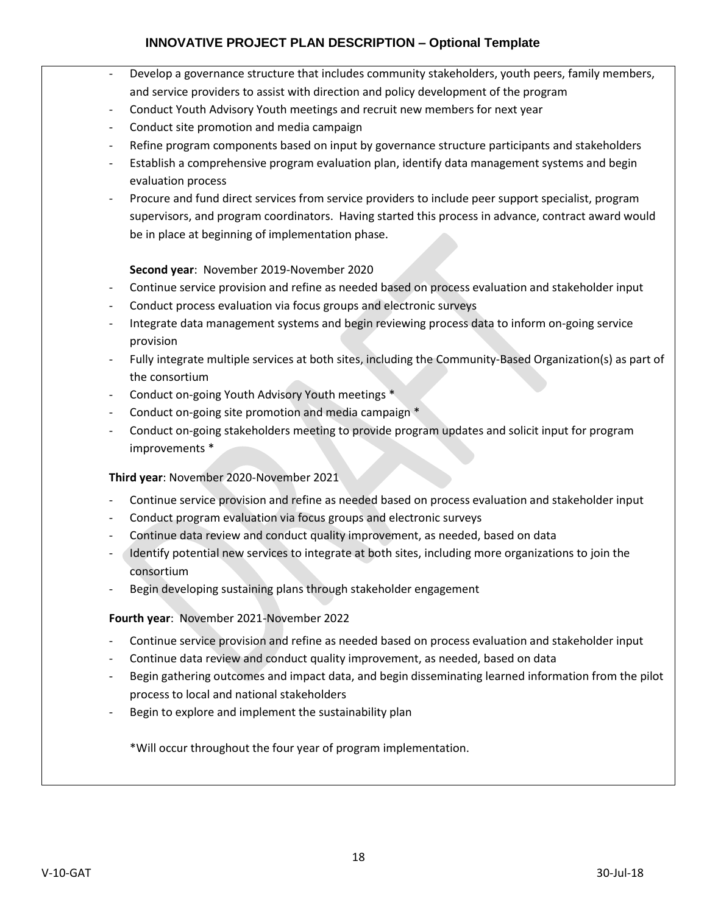- Develop a governance structure that includes community stakeholders, youth peers, family members, and service providers to assist with direction and policy development of the program
- Conduct Youth Advisory Youth meetings and recruit new members for next year
- Conduct site promotion and media campaign
- Refine program components based on input by governance structure participants and stakeholders
- Establish a comprehensive program evaluation plan, identify data management systems and begin evaluation process
- Procure and fund direct services from service providers to include peer support specialist, program supervisors, and program coordinators. Having started this process in advance, contract award would be in place at beginning of implementation phase.

**Second year**: November 2019-November 2020

- Continue service provision and refine as needed based on process evaluation and stakeholder input
- Conduct process evaluation via focus groups and electronic surveys
- Integrate data management systems and begin reviewing process data to inform on-going service provision
- Fully integrate multiple services at both sites, including the Community-Based Organization(s) as part of the consortium
- Conduct on-going Youth Advisory Youth meetings *
- Conduct on-going site promotion and media campaign *
- Conduct on-going stakeholders meeting to provide program updates and solicit input for program improvements *

**Third year**: November 2020-November 2021

- Continue service provision and refine as needed based on process evaluation and stakeholder input
- Conduct program evaluation via focus groups and electronic surveys
- Continue data review and conduct quality improvement, as needed, based on data
- Identify potential new services to integrate at both sites, including more organizations to join the consortium
- Begin developing sustaining plans through stakeholder engagement

**Fourth year**: November 2021-November 2022

- Continue service provision and refine as needed based on process evaluation and stakeholder input
- Continue data review and conduct quality improvement, as needed, based on data
- Begin gathering outcomes and impact data, and begin disseminating learned information from the pilot process to local and national stakeholders
- Begin to explore and implement the sustainability plan

*Will occur throughout the four year of program implementation.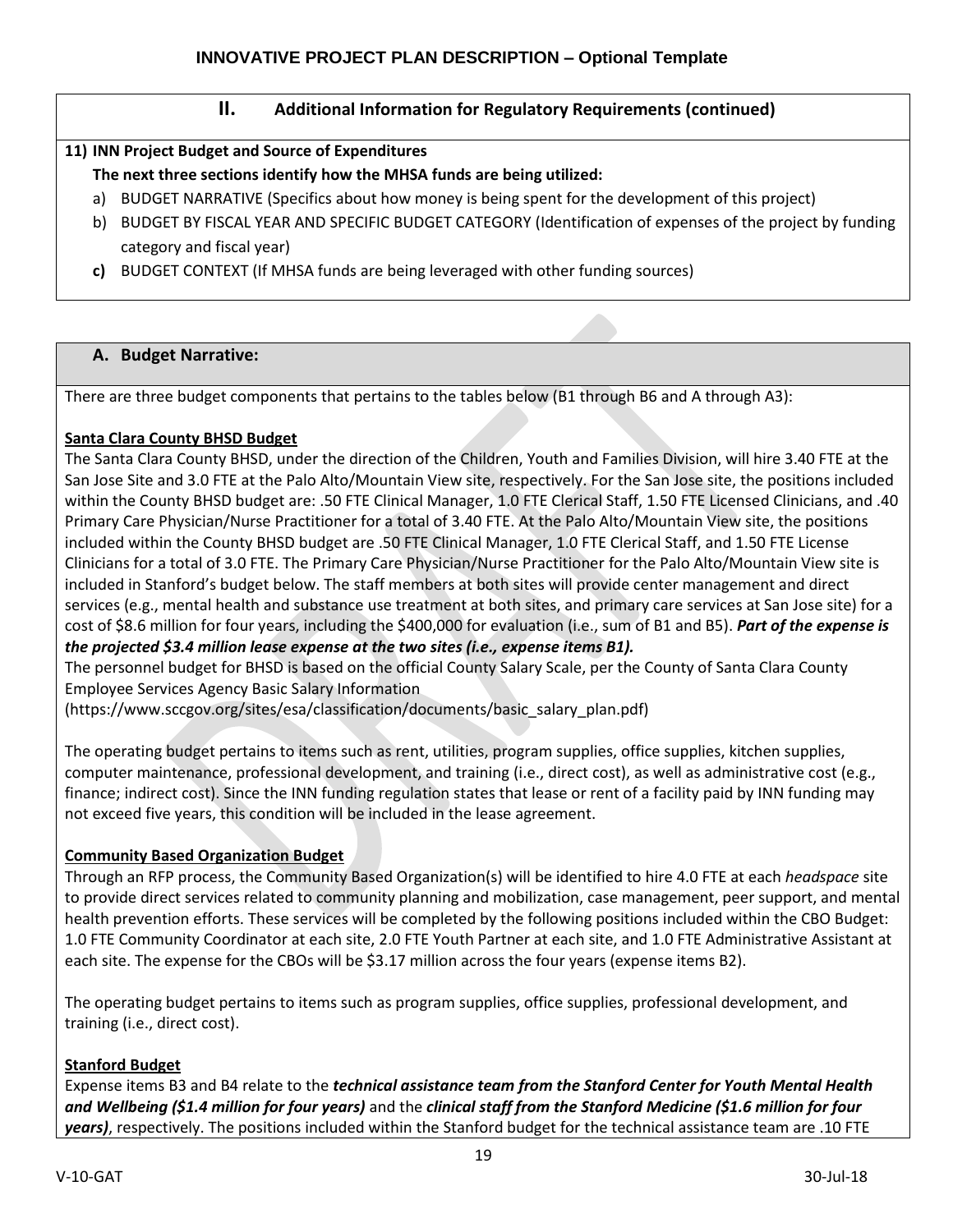# INNOVATIVE PROJECT PLAN DESCRIPTION – Optional Template

## II. Additional Information for Regulatory Requirements (continued)

**11) INN Project Budget and Source of Expenditures**

**The next three sections identify how the MHSA funds are being utilized:**

a) BUDGET NARRATIVE (Specifics about how money is being spent for the development of this project)
b) BUDGET BY FISCAL YEAR AND SPECIFIC BUDGET CATEGORY (Identification of expenses of the project by funding category and fiscal year)
**c)** BUDGET CONTEXT (If MHSA funds are being leveraged with other funding sources)

### A. Budget Narrative:

There are three budget components that pertains to the tables below (B1 through B6 and A through A3):

**Santa Clara County BHSD Budget**

The Santa Clara County BHSD, under the direction of the Children, Youth and Families Division, will hire 3.40 FTE at the San Jose Site and 3.0 FTE at the Palo Alto/Mountain View site, respectively. For the San Jose site, the positions included within the County BHSD budget are: .50 FTE Clinical Manager, 1.0 FTE Clerical Staff, 1.50 FTE Licensed Clinicians, and .40 Primary Care Physician/Nurse Practitioner for a total of 3.40 FTE. At the Palo Alto/Mountain View site, the positions included within the County BHSD budget are .50 FTE Clinical Manager, 1.0 FTE Clerical Staff, and 1.50 FTE License Clinicians for a total of 3.0 FTE. The Primary Care Physician/Nurse Practitioner for the Palo Alto/Mountain View site is included in Stanford's budget below. The staff members at both sites will provide center management and direct services (e.g., mental health and substance use treatment at both sites, and primary care services at San Jose site) for a cost of $8.6 million for four years, including the $400,000 for evaluation (i.e., sum of B1 and B5). ***Part of the expense is the projected $3.4 million lease expense at the two sites (i.e., expense items B1).***

The personnel budget for BHSD is based on the official County Salary Scale, per the County of Santa Clara County Employee Services Agency Basic Salary Information (https://www.sccgov.org/sites/esa/classification/documents/basic_salary_plan.pdf)

The operating budget pertains to items such as rent, utilities, program supplies, office supplies, kitchen supplies, computer maintenance, professional development, and training (i.e., direct cost), as well as administrative cost (e.g., finance; indirect cost). Since the INN funding regulation states that lease or rent of a facility paid by INN funding may not exceed five years, this condition will be included in the lease agreement.

**Community Based Organization Budget**

Through an RFP process, the Community Based Organization(s) will be identified to hire 4.0 FTE at each *headspace* site to provide direct services related to community planning and mobilization, case management, peer support, and mental health prevention efforts. These services will be completed by the following positions included within the CBO Budget: 1.0 FTE Community Coordinator at each site, 2.0 FTE Youth Partner at each site, and 1.0 FTE Administrative Assistant at each site. The expense for the CBOs will be $3.17 million across the four years (expense items B2).

The operating budget pertains to items such as program supplies, office supplies, professional development, and training (i.e., direct cost).

**Stanford Budget**

Expense items B3 and B4 relate to the ***technical assistance team from the Stanford Center for Youth Mental Health and Wellbeing ($1.4 million for four years)*** and the ***clinical staff from the Stanford Medicine ($1.6 million for four years)***, respectively. The positions included within the Stanford budget for the technical assistance team are .10 FTE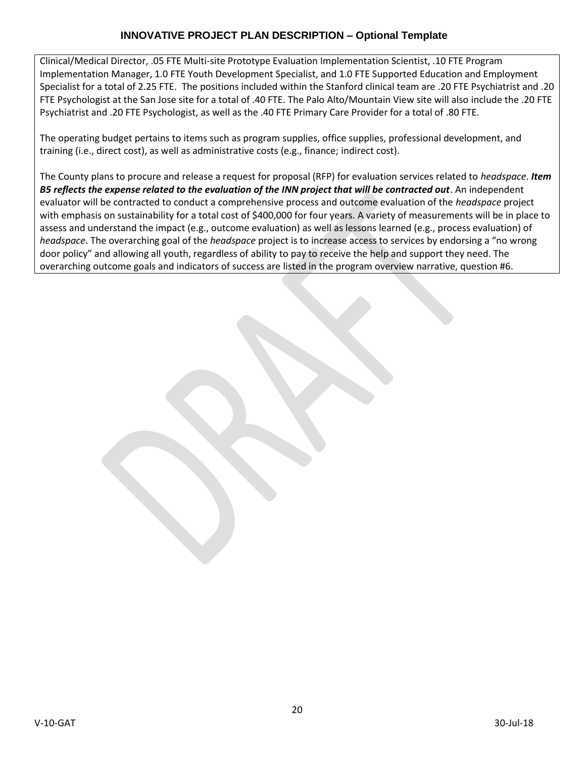Clinical/Medical Director, .05 FTE Multi-site Prototype Evaluation Implementation Scientist, .10 FTE Program Implementation Manager, 1.0 FTE Youth Development Specialist, and 1.0 FTE Supported Education and Employment Specialist for a total of 2.25 FTE. The positions included within the Stanford clinical team are .20 FTE Psychiatrist and .20 FTE Psychologist at the San Jose site for a total of .40 FTE. The Palo Alto/Mountain View site will also include the .20 FTE Psychiatrist and .20 FTE Psychologist, as well as the .40 FTE Primary Care Provider for a total of .80 FTE.

The operating budget pertains to items such as program supplies, office supplies, professional development, and training (i.e., direct cost), as well as administrative costs (e.g., finance; indirect cost).

The County plans to procure and release a request for proposal (RFP) for evaluation services related to *headspace*. ***Item B5 reflects the expense related to the evaluation of the INN project that will be contracted out***. An independent evaluator will be contracted to conduct a comprehensive process and outcome evaluation of the *headspace* project with emphasis on sustainability for a total cost of $400,000 for four years. A variety of measurements will be in place to assess and understand the impact (e.g., outcome evaluation) as well as lessons learned (e.g., process evaluation) of *headspace*. The overarching goal of the *headspace* project is to increase access to services by endorsing a "no wrong door policy" and allowing all youth, regardless of ability to pay to receive the help and support they need. The overarching outcome goals and indicators of success are listed in the program overview narrative, question #6.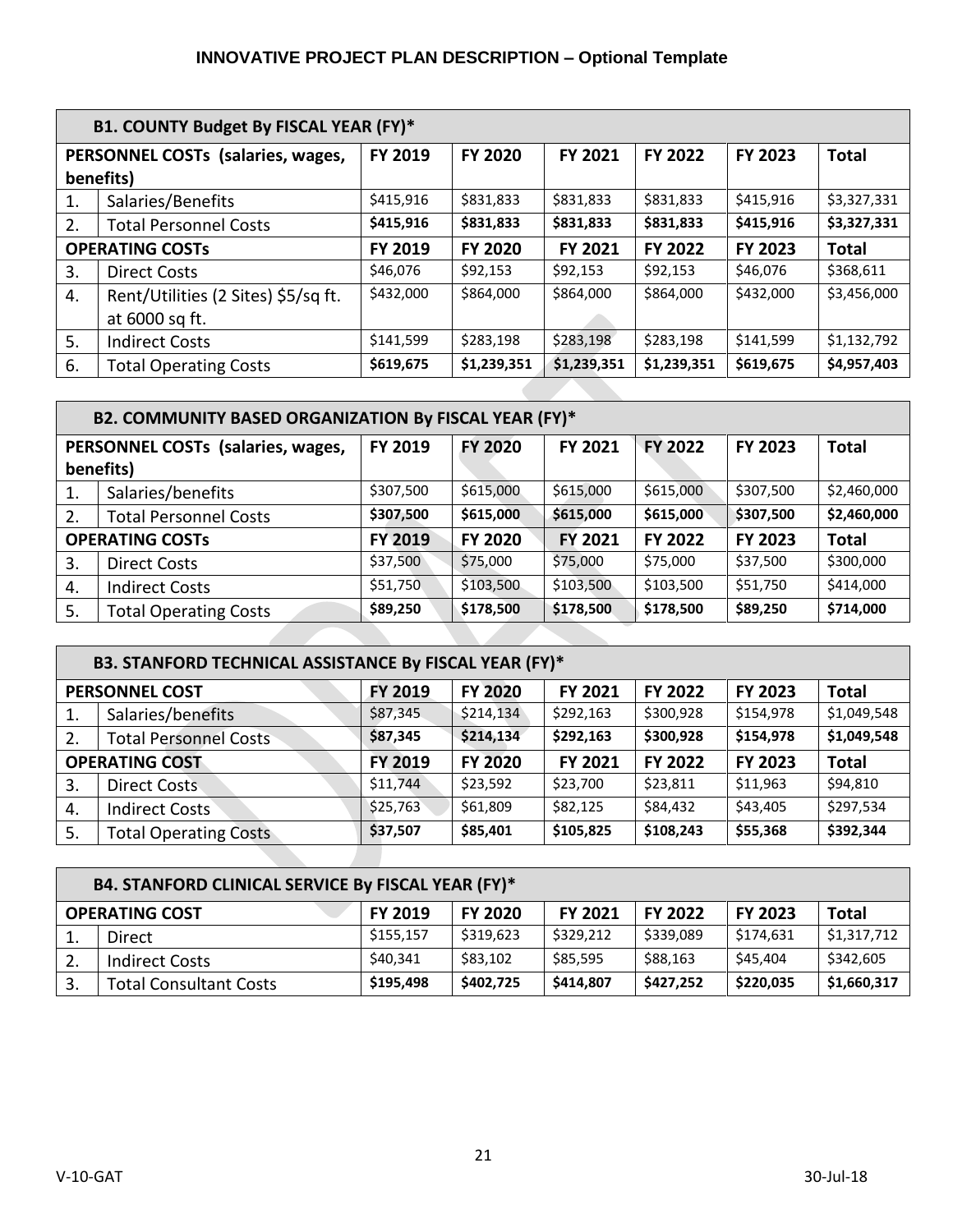**INNOVATIVE PROJECT PLAN DESCRIPTION – Optional Template**

| **B1. COUNTY Budget By FISCAL YEAR (FY)*** | | | | | | | |
|---|---|---|---|---|---|---|---|
| **PERSONNEL COSTs (salaries, wages, benefits)** | | **FY 2019** | **FY 2020** | **FY 2021** | **FY 2022** | **FY 2023** | **Total** |
| 1. | Salaries/Benefits | $415,916 | $831,833 | $831,833 | $831,833 | $415,916 | $3,327,331 |
| 2. | Total Personnel Costs | **$415,916** | **$831,833** | **$831,833** | **$831,833** | **$415,916** | **$3,327,331** |
| **OPERATING COSTs** | | **FY 2019** | **FY 2020** | **FY 2021** | **FY 2022** | **FY 2023** | **Total** |
| 3. | Direct Costs | $46,076 | $92,153 | $92,153 | $92,153 | $46,076 | $368,611 |
| 4. | Rent/Utilities (2 Sites) $5/sq ft. at 6000 sq ft. | $432,000 | $864,000 | $864,000 | $864,000 | $432,000 | $3,456,000 |
| 5. | Indirect Costs | $141,599 | $283,198 | $283,198 | $283,198 | $141,599 | $1,132,792 |
| 6. | Total Operating Costs | **$619,675** | **$1,239,351** | **$1,239,351** | **$1,239,351** | **$619,675** | **$4,957,403** |

| **B2. COMMUNITY BASED ORGANIZATION By FISCAL YEAR (FY)*** | | | | | | | |
|---|---|---|---|---|---|---|---|
| **PERSONNEL COSTs (salaries, wages, benefits)** | | **FY 2019** | **FY 2020** | **FY 2021** | **FY 2022** | **FY 2023** | **Total** |
| 1. | Salaries/benefits | $307,500 | $615,000 | $615,000 | $615,000 | $307,500 | $2,460,000 |
| 2. | Total Personnel Costs | **$307,500** | **$615,000** | **$615,000** | **$615,000** | **$307,500** | **$2,460,000** |
| **OPERATING COSTs** | | **FY 2019** | **FY 2020** | **FY 2021** | **FY 2022** | **FY 2023** | **Total** |
| 3. | Direct Costs | $37,500 | $75,000 | $75,000 | $75,000 | $37,500 | $300,000 |
| 4. | Indirect Costs | $51,750 | $103,500 | $103,500 | $103,500 | $51,750 | $414,000 |
| 5. | Total Operating Costs | **$89,250** | **$178,500** | **$178,500** | **$178,500** | **$89,250** | **$714,000** |

| **B3. STANFORD TECHNICAL ASSISTANCE By FISCAL YEAR (FY)*** | | | | | | | |
|---|---|---|---|---|---|---|---|
| **PERSONNEL COST** | | **FY 2019** | **FY 2020** | **FY 2021** | **FY 2022** | **FY 2023** | **Total** |
| 1. | Salaries/benefits | $87,345 | $214,134 | $292,163 | $300,928 | $154,978 | $1,049,548 |
| 2. | Total Personnel Costs | **$87,345** | **$214,134** | **$292,163** | **$300,928** | **$154,978** | **$1,049,548** |
| **OPERATING COST** | | **FY 2019** | **FY 2020** | **FY 2021** | **FY 2022** | **FY 2023** | **Total** |
| 3. | Direct Costs | $11,744 | $23,592 | $23,700 | $23,811 | $11,963 | $94,810 |
| 4. | Indirect Costs | $25,763 | $61,809 | $82,125 | $84,432 | $43,405 | $297,534 |
| 5. | Total Operating Costs | **$37,507** | **$85,401** | **$105,825** | **$108,243** | **$55,368** | **$392,344** |

| **B4. STANFORD CLINICAL SERVICE By FISCAL YEAR (FY)*** | | | | | | | |
|---|---|---|---|---|---|---|---|
| **OPERATING COST** | | **FY 2019** | **FY 2020** | **FY 2021** | **FY 2022** | **FY 2023** | **Total** |
| 1. | Direct | $155,157 | $319,623 | $329,212 | $339,089 | $174,631 | $1,317,712 |
| 2. | Indirect Costs | $40,341 | $83,102 | $85,595 | $88,163 | $45,404 | $342,605 |
| 3. | Total Consultant Costs | **$195,498** | **$402,725** | **$414,807** | **$427,252** | **$220,035** | **$1,660,317** |

V-10-GAT 30-Jul-18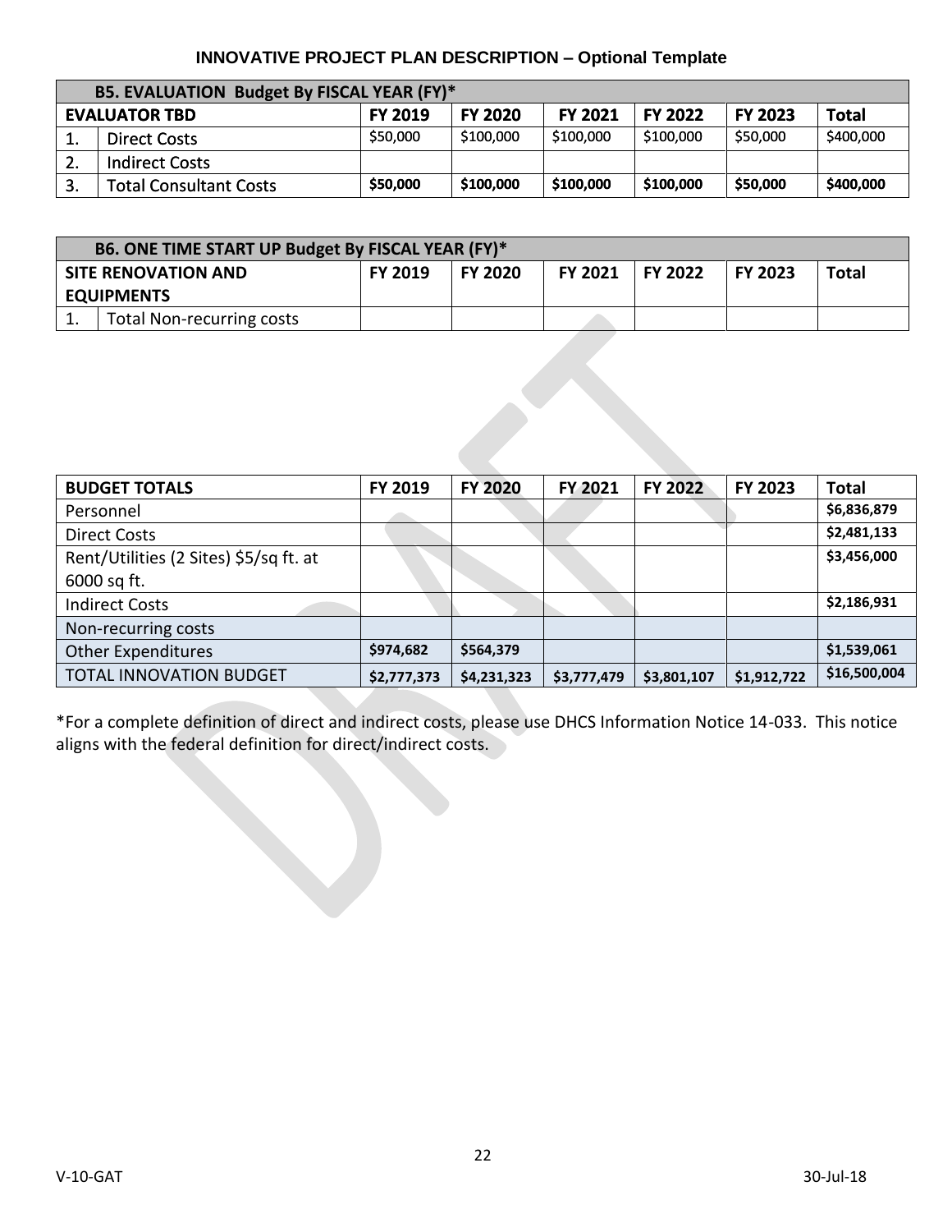**INNOVATIVE PROJECT PLAN DESCRIPTION – Optional Template**

| B5. EVALUATION Budget By FISCAL YEAR (FY)* | | | | | | | |
|---|---|---|---|---|---|---|---|
| **EVALUATOR TBD** | | **FY 2019** | **FY 2020** | **FY 2021** | **FY 2022** | **FY 2023** | **Total** |
| 1. | Direct Costs | $50,000 | $100,000 | $100,000 | $100,000 | $50,000 | $400,000 |
| 2. | Indirect Costs | | | | | | |
| 3. | Total Consultant Costs | **$50,000** | **$100,000** | **$100,000** | **$100,000** | **$50,000** | **$400,000** |

| B6. ONE TIME START UP Budget By FISCAL YEAR (FY)* | | | | | | | |
|---|---|---|---|---|---|---|---|
| **SITE RENOVATION AND EQUIPMENTS** | | **FY 2019** | **FY 2020** | **FY 2021** | **FY 2022** | **FY 2023** | **Total** |
| 1. | Total Non-recurring costs | | | | | | |

| **BUDGET TOTALS** | **FY 2019** | **FY 2020** | **FY 2021** | **FY 2022** | **FY 2023** | **Total** |
|---|---|---|---|---|---|---|
| Personnel | | | | | | **$6,836,879** |
| Direct Costs | | | | | | **$2,481,133** |
| Rent/Utilities (2 Sites) $5/sq ft. at 6000 sq ft. | | | | | | **$3,456,000** |
| Indirect Costs | | | | | | **$2,186,931** |
| Non-recurring costs | | | | | | |
| Other Expenditures | **$974,682** | **$564,379** | | | | **$1,539,061** |
| TOTAL INNOVATION BUDGET | **$2,777,373** | **$4,231,323** | **$3,777,479** | **$3,801,107** | **$1,912,722** | **$16,500,004** |

*For a complete definition of direct and indirect costs, please use DHCS Information Notice 14-033. This notice aligns with the federal definition for direct/indirect costs.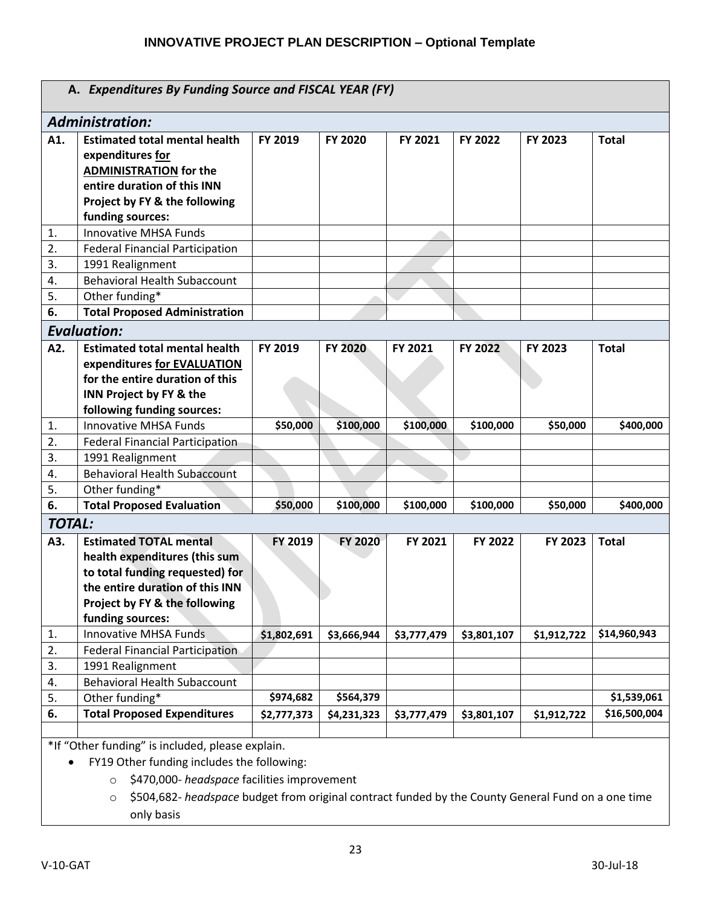## INNOVATIVE PROJECT PLAN DESCRIPTION – Optional Template

| **A. *Expenditures By Funding Source and FISCAL YEAR (FY)*** | | | | | | | |
|---|---|---|---|---|---|---|---|
| ***Administration:*** | | | | | | | |
| **A1.** | **Estimated total mental health expenditures for ADMINISTRATION for the entire duration of this INN Project by FY & the following funding sources:** | **FY 2019** | **FY 2020** | **FY 2021** | **FY 2022** | **FY 2023** | **Total** |
| 1. | Innovative MHSA Funds | | | | | | |
| 2. | Federal Financial Participation | | | | | | |
| 3. | 1991 Realignment | | | | | | |
| 4. | Behavioral Health Subaccount | | | | | | |
| 5. | Other funding* | | | | | | |
| **6.** | **Total Proposed Administration** | | | | | | |
| ***Evaluation:*** | | | | | | | |
| **A2.** | **Estimated total mental health expenditures for EVALUATION for the entire duration of this INN Project by FY & the following funding sources:** | **FY 2019** | **FY 2020** | **FY 2021** | **FY 2022** | **FY 2023** | **Total** |
| 1. | Innovative MHSA Funds | **$50,000** | **$100,000** | **$100,000** | **$100,000** | **$50,000** | **$400,000** |
| 2. | Federal Financial Participation | | | | | | |
| 3. | 1991 Realignment | | | | | | |
| 4. | Behavioral Health Subaccount | | | | | | |
| 5. | Other funding* | | | | | | |
| **6.** | **Total Proposed Evaluation** | **$50,000** | **$100,000** | **$100,000** | **$100,000** | **$50,000** | **$400,000** |
| ***TOTAL:*** | | | | | | | |
| **A3.** | **Estimated TOTAL mental health expenditures (this sum to total funding requested) for the entire duration of this INN Project by FY & the following funding sources:** | **FY 2019** | **FY 2020** | **FY 2021** | **FY 2022** | **FY 2023** | **Total** |
| 1. | Innovative MHSA Funds | **$1,802,691** | **$3,666,944** | **$3,777,479** | **$3,801,107** | **$1,912,722** | **$14,960,943** |
| 2. | Federal Financial Participation | | | | | | |
| 3. | 1991 Realignment | | | | | | |
| 4. | Behavioral Health Subaccount | | | | | | |
| 5. | Other funding* | **$974,682** | **$564,379** | | | | **$1,539,061** |
| **6.** | **Total Proposed Expenditures** | **$2,777,373** | **$4,231,323** | **$3,777,479** | **$3,801,107** | **$1,912,722** | **$16,500,004** |

*If "Other funding" is included, please explain.

- FY19 Other funding includes the following:
  - $470,000- *headspace* facilities improvement
  - $504,682- *headspace* budget from original contract funded by the County General Fund on a one time only basis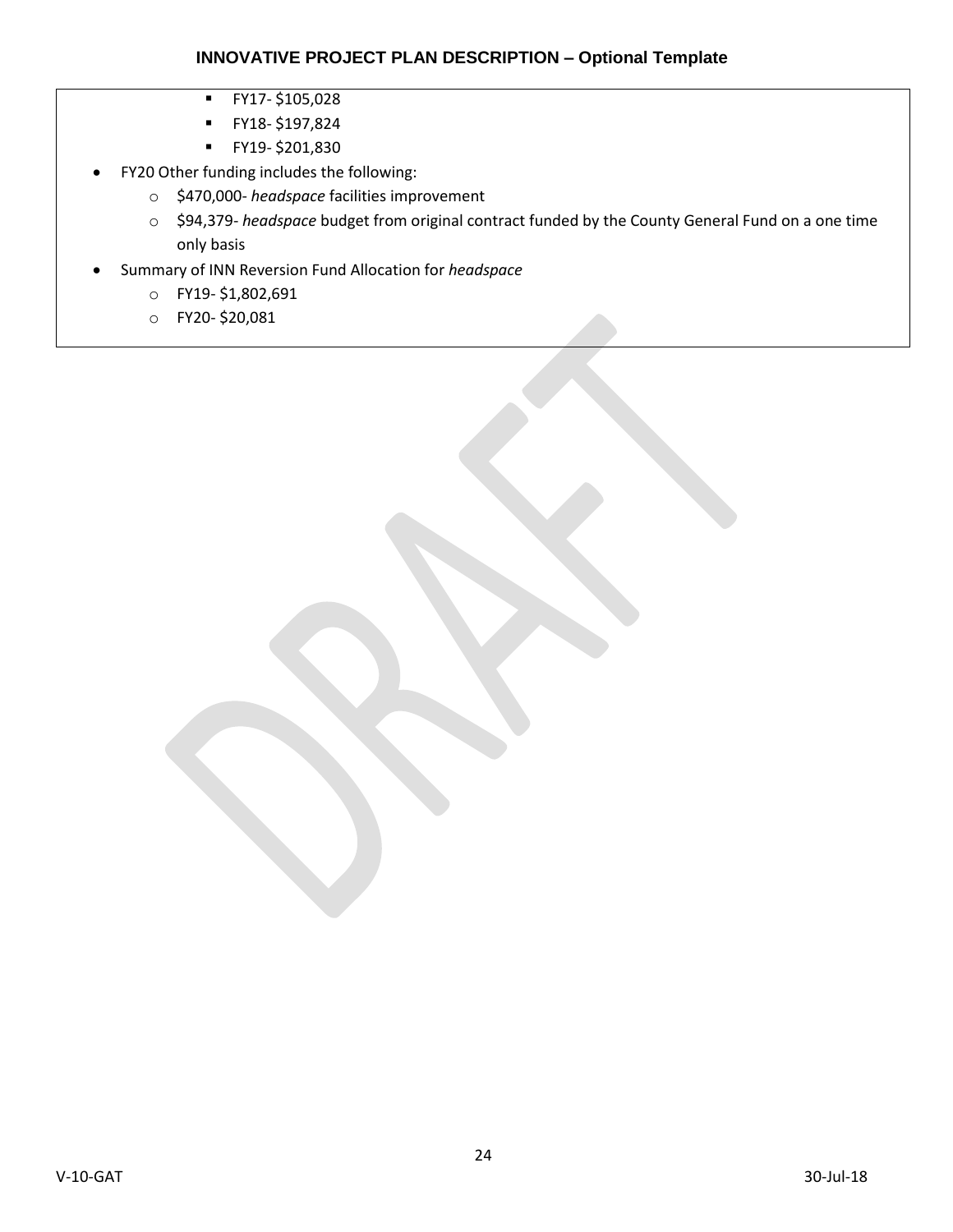- FY17- $105,028
  - FY18- $197,824
  - FY19- $201,830
- FY20 Other funding includes the following:
  - $470,000- *headspace* facilities improvement
  - $94,379- *headspace* budget from original contract funded by the County General Fund on a one time only basis
- Summary of INN Reversion Fund Allocation for *headspace*
  - FY19- $1,802,691
  - FY20- $20,081